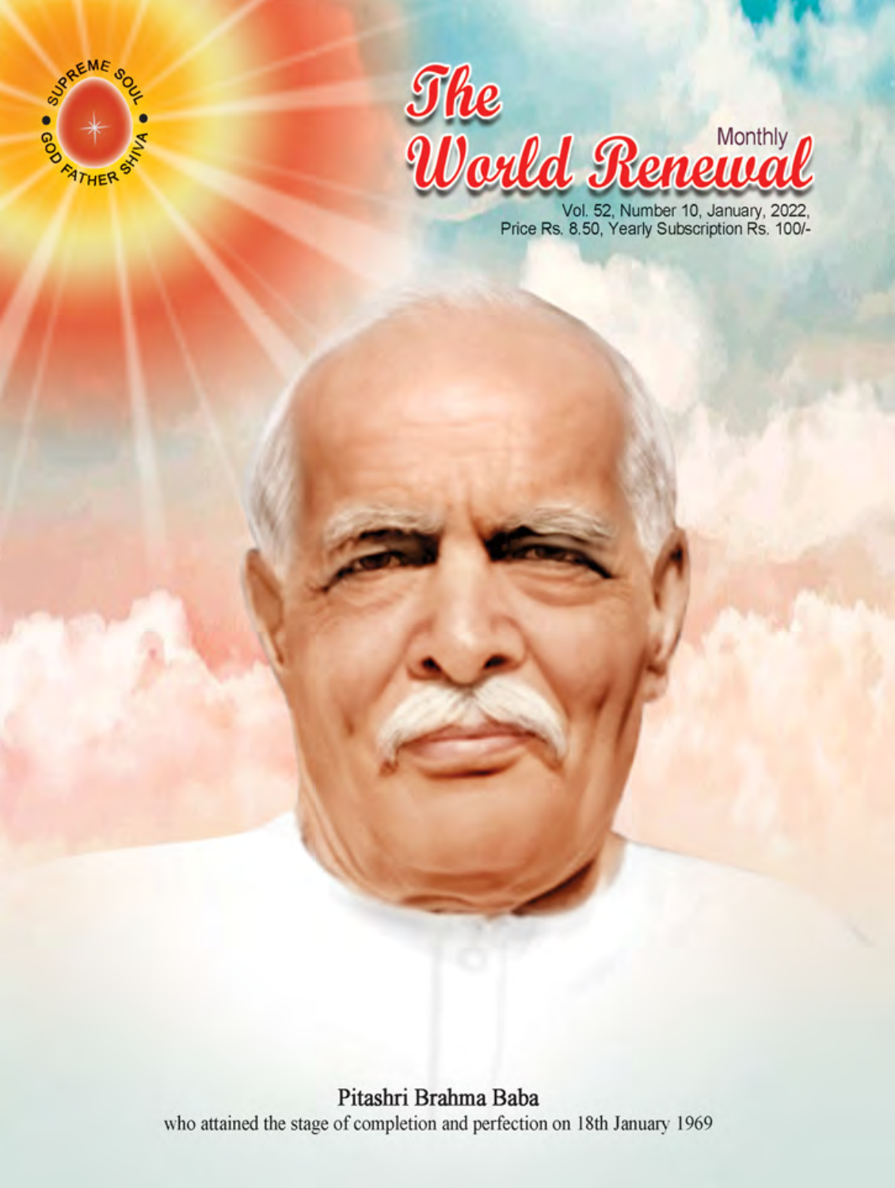SUPREME SOUL • GOD FATHER SHIVA •

# The World Renewal

Monthly

Vol. 52, Number 10, January, 2022,
Price Rs. 8.50, Yearly Subscription Rs. 100/-

Pitashri Brahma Baba
who attained the stage of completion and perfection on 18th January 1969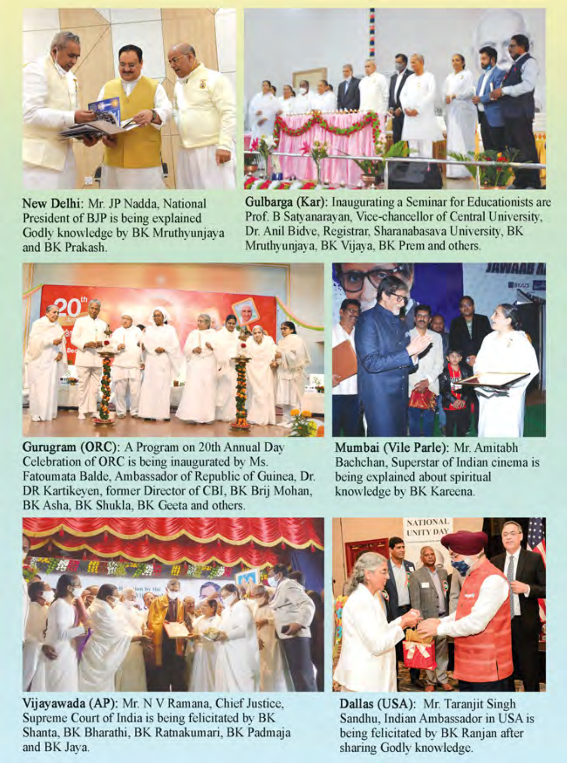**New Delhi**: Mr. JP Nadda, National President of BJP is being explained Godly knowledge by BK Mruthyunjaya and BK Prakash.

**Gulbarga (Kar)**: Inaugurating a Seminar for Educationists are Prof. B Satyanarayan, Vice-chancellor of Central University, Dr. Anil Bidve, Registrar, Sharanabasava University, BK Mruthyunjaya, BK Vijaya, BK Prem and others.

**Gurugram (ORC)**: A Program on 20th Annual Day Celebration of ORC is being inaugurated by Ms. Fatoumata Balde, Ambassador of Republic of Guinea, Dr. DR Kartikeyen, former Director of CBI, BK Brij Mohan, BK Asha, BK Shukla, BK Geeta and others.

**Mumbai (Vile Parle)**: Mr. Amitabh Bachchan, Superstar of Indian cinema is being explained about spiritual knowledge by BK Kareena.

**Vijayawada (AP)**: Mr. N V Ramana, Chief Justice, Supreme Court of India is being felicitated by BK Shanta, BK Bharathi, BK Ratnakumari, BK Padmaja and BK Jaya.

**Dallas (USA)**: Mr. Taranjit Singh Sandhu, Indian Ambassador in USA is being felicitated by BK Ranjan after sharing Godly knowledge.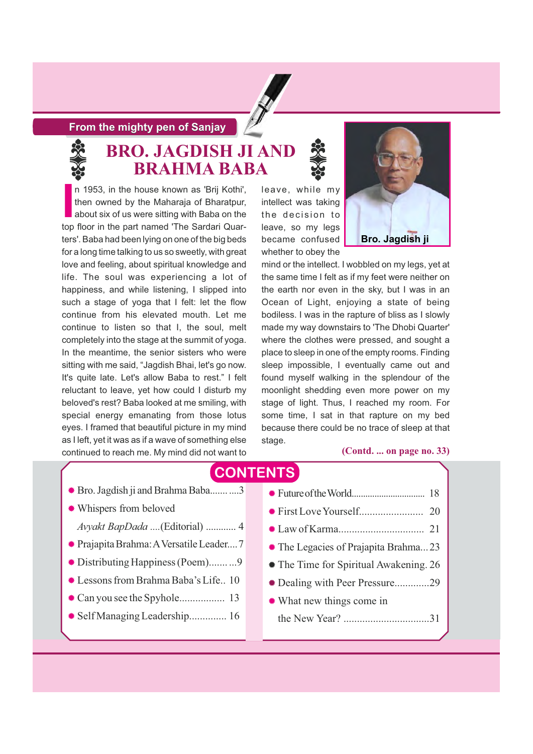From the mighty pen of Sanjay

# BRO. JAGDISH JI AND BRAHMA BABA

In 1953, in the house known as 'Brij Kothi', then owned by the Maharaja of Bharatpur, about six of us were sitting with Baba on the top floor in the part named 'The Sardari Quarters'. Baba had been lying on one of the big beds for a long time talking to us so sweetly, with great love and feeling, about spiritual knowledge and life. The soul was experiencing a lot of happiness, and while listening, I slipped into such a stage of yoga that I felt: let the flow continue from his elevated mouth. Let me continue to listen so that I, the soul, melt completely into the stage at the summit of yoga. In the meantime, the senior sisters who were sitting with me said, "Jagdish Bhai, let's go now. It's quite late. Let's allow Baba to rest." I felt reluctant to leave, yet how could I disturb my beloved's rest? Baba looked at me smiling, with special energy emanating from those lotus eyes. I framed that beautiful picture in my mind as I left, yet it was as if a wave of something else continued to reach me. My mind did not want to leave, while my intellect was taking the decision to leave, so my legs became confused whether to obey the mind or the intellect. I wobbled on my legs, yet at the same time I felt as if my feet were neither on the earth nor even in the sky, but I was in an Ocean of Light, enjoying a state of being bodiless. I was in the rapture of bliss as I slowly made my way downstairs to 'The Dhobi Quarter' where the clothes were pressed, and sought a place to sleep in one of the empty rooms. Finding sleep impossible, I eventually came out and found myself walking in the splendour of the moonlight shedding even more power on my stage of light. Thus, I reached my room. For some time, I sat in that rapture on my bed because there could be no trace of sleep at that stage.

Bro. Jagdish ji

**(Contd. ... on page no. 33)**

## CONTENTS

- Bro. Jagdish ji and Brahma Baba....... ....3
- Whispers from beloved *Avyakt BapDada* ....(Editorial) ............ 4
- Prajapita Brahma: A Versatile Leader....7
- Distributing Happiness (Poem)........ ...9
- Lessons from Brahma Baba's Life.. 10
- Can you see the Spyhole................. 13
- Self Managing Leadership.............. 16
- Future of the World............................... 18
- First Love Yourself........................ 20
- Law of Karma................................ 21
- The Legacies of Prajapita Brahma... 23
- The Time for Spiritual Awakening. 26
- Dealing with Peer Pressure.............29
- What new things come in the New Year? ................................31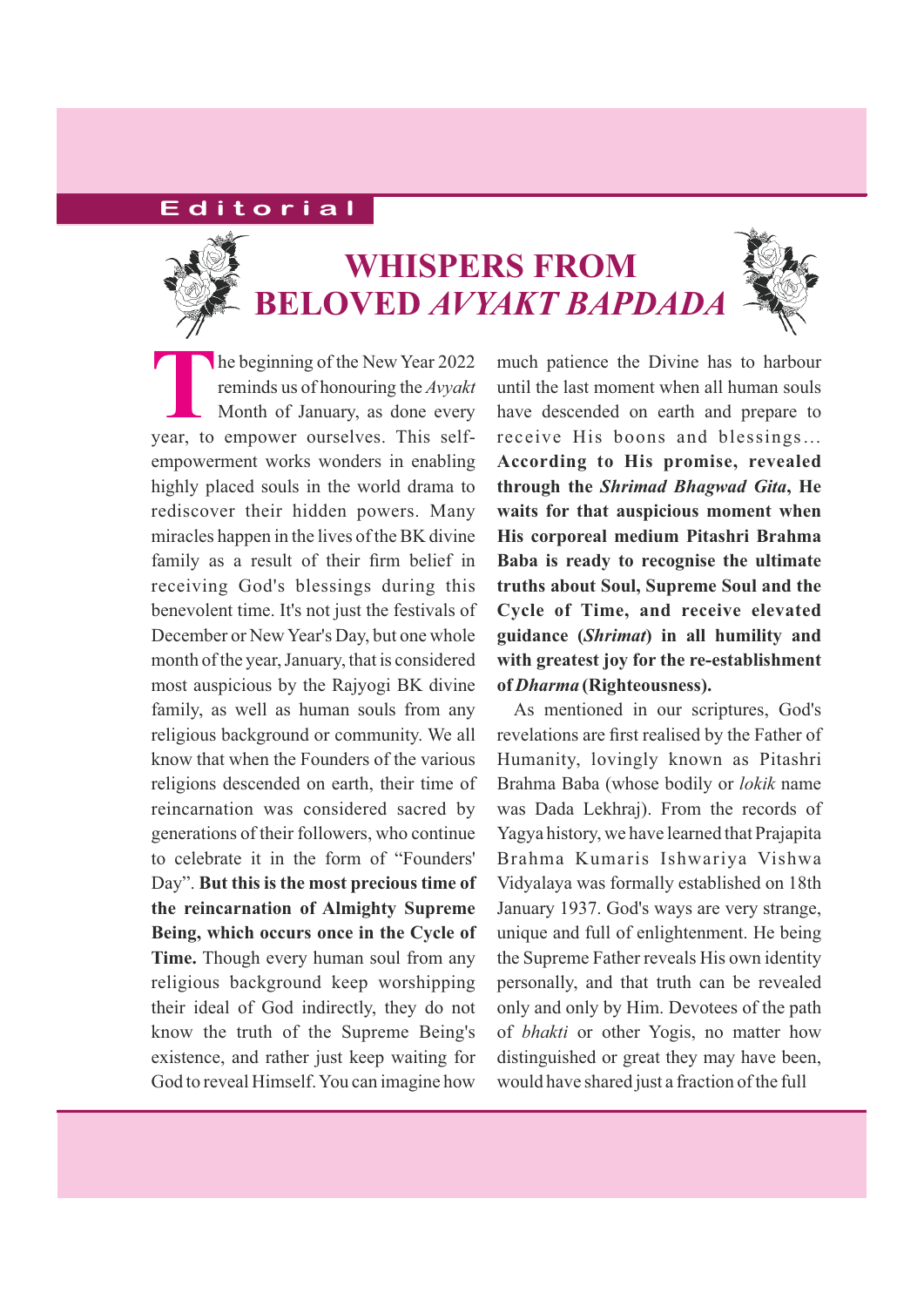Editorial

# WHISPERS FROM BELOVED *AVYAKT BAPDADA*

The beginning of the New Year 2022 reminds us of honouring the *Avyakt* Month of January, as done every year, to empower ourselves. This self-empowerment works wonders in enabling highly placed souls in the world drama to rediscover their hidden powers. Many miracles happen in the lives of the BK divine family as a result of their firm belief in receiving God's blessings during this benevolent time. It's not just the festivals of December or New Year's Day, but one whole month of the year, January, that is considered most auspicious by the Rajyogi BK divine family, as well as human souls from any religious background or community. We all know that when the Founders of the various religions descended on earth, their time of reincarnation was considered sacred by generations of their followers, who continue to celebrate it in the form of "Founders' Day". **But this is the most precious time of the reincarnation of Almighty Supreme Being, which occurs once in the Cycle of Time.** Though every human soul from any religious background keep worshipping their ideal of God indirectly, they do not know the truth of the Supreme Being's existence, and rather just keep waiting for God to reveal Himself. You can imagine how much patience the Divine has to harbour until the last moment when all human souls have descended on earth and prepare to receive His boons and blessings… **According to His promise, revealed through the *Shrimad Bhagwad Gita*, He waits for that auspicious moment when His corporeal medium Pitashri Brahma Baba is ready to recognise the ultimate truths about Soul, Supreme Soul and the Cycle of Time, and receive elevated guidance (*Shrimat*) in all humility and with greatest joy for the re-establishment of *Dharma* (Righteousness).**

As mentioned in our scriptures, God's revelations are first realised by the Father of Humanity, lovingly known as Pitashri Brahma Baba (whose bodily or *lokik* name was Dada Lekhraj). From the records of Yagya history, we have learned that Prajapita Brahma Kumaris Ishwariya Vishwa Vidyalaya was formally established on 18th January 1937. God's ways are very strange, unique and full of enlightenment. He being the Supreme Father reveals His own identity personally, and that truth can be revealed only and only by Him. Devotees of the path of *bhakti* or other Yogis, no matter how distinguished or great they may have been, would have shared just a fraction of the full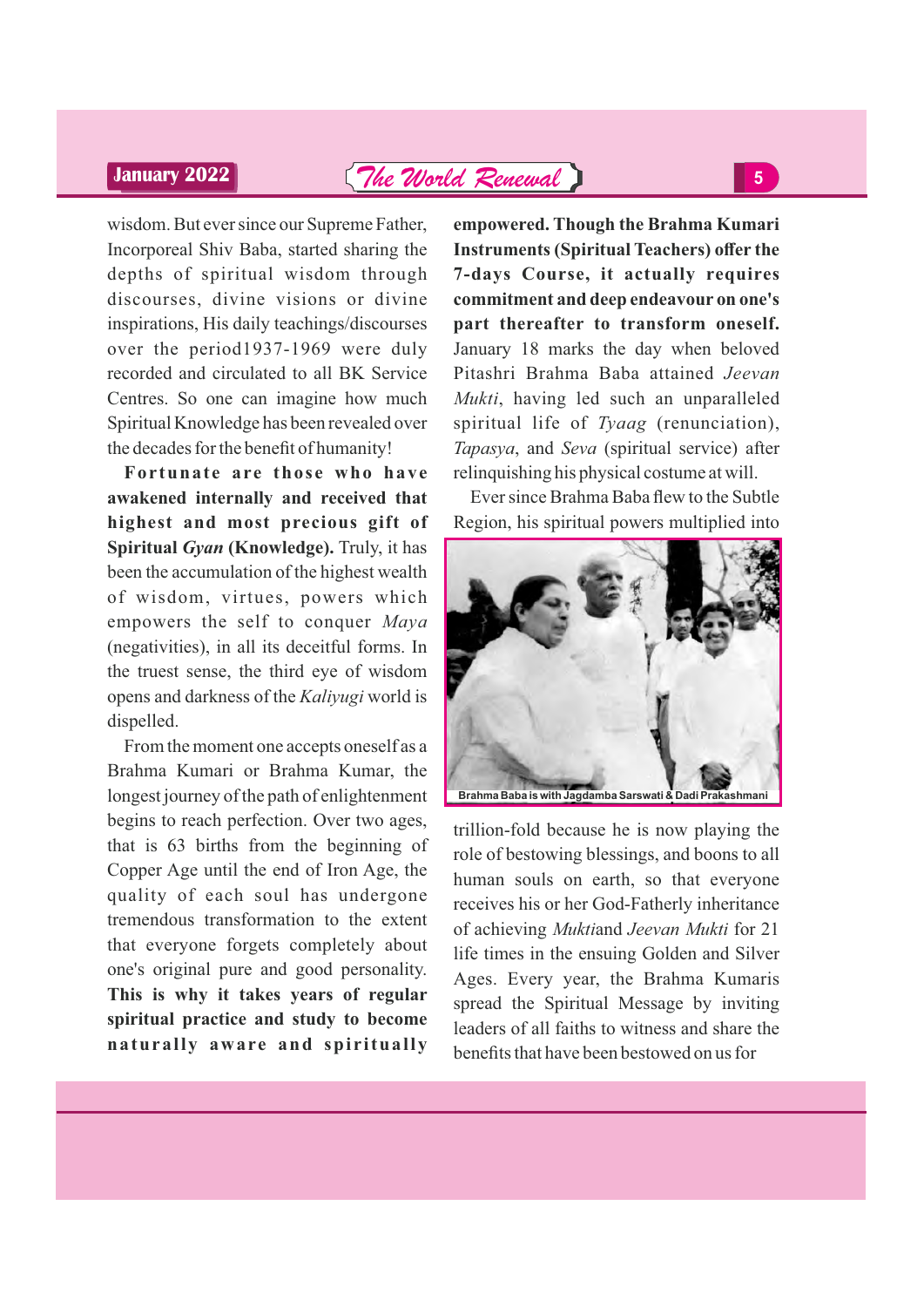wisdom. But ever since our Supreme Father, Incorporeal Shiv Baba, started sharing the depths of spiritual wisdom through discourses, divine visions or divine inspirations, His daily teachings/discourses over the period1937-1969 were duly recorded and circulated to all BK Service Centres. So one can imagine how much Spiritual Knowledge has been revealed over the decades for the benefit of humanity!

**Fortunate are those who have awakened internally and received that highest and most precious gift of Spiritual *Gyan* (Knowledge).** Truly, it has been the accumulation of the highest wealth of wisdom, virtues, powers which empowers the self to conquer *Maya* (negativities), in all its deceitful forms. In the truest sense, the third eye of wisdom opens and darkness of the *Kaliyugi* world is dispelled.

From the moment one accepts oneself as a Brahma Kumari or Brahma Kumar, the longest journey of the path of enlightenment begins to reach perfection. Over two ages, that is 63 births from the beginning of Copper Age until the end of Iron Age, the quality of each soul has undergone tremendous transformation to the extent that everyone forgets completely about one's original pure and good personality. **This is why it takes years of regular spiritual practice and study to become naturally aware and spiritually empowered. Though the Brahma Kumari Instruments (Spiritual Teachers) offer the 7-days Course, it actually requires commitment and deep endeavour on one's part thereafter to transform oneself.** January 18 marks the day when beloved Pitashri Brahma Baba attained *Jeevan Mukti*, having led such an unparalleled spiritual life of *Tyaag* (renunciation), *Tapasya*, and *Seva* (spiritual service) after relinquishing his physical costume at will.

Ever since Brahma Baba flew to the Subtle Region, his spiritual powers multiplied into trillion-fold because he is now playing the role of bestowing blessings, and boons to all human souls on earth, so that everyone receives his or her God-Fatherly inheritance of achieving *Mukti*and *Jeevan Mukti* for 21 life times in the ensuing Golden and Silver Ages. Every year, the Brahma Kumaris spread the Spiritual Message by inviting leaders of all faiths to witness and share the benefits that have been bestowed on us for

Brahma Baba is with Jagdamba Sarswati & Dadi Prakashmani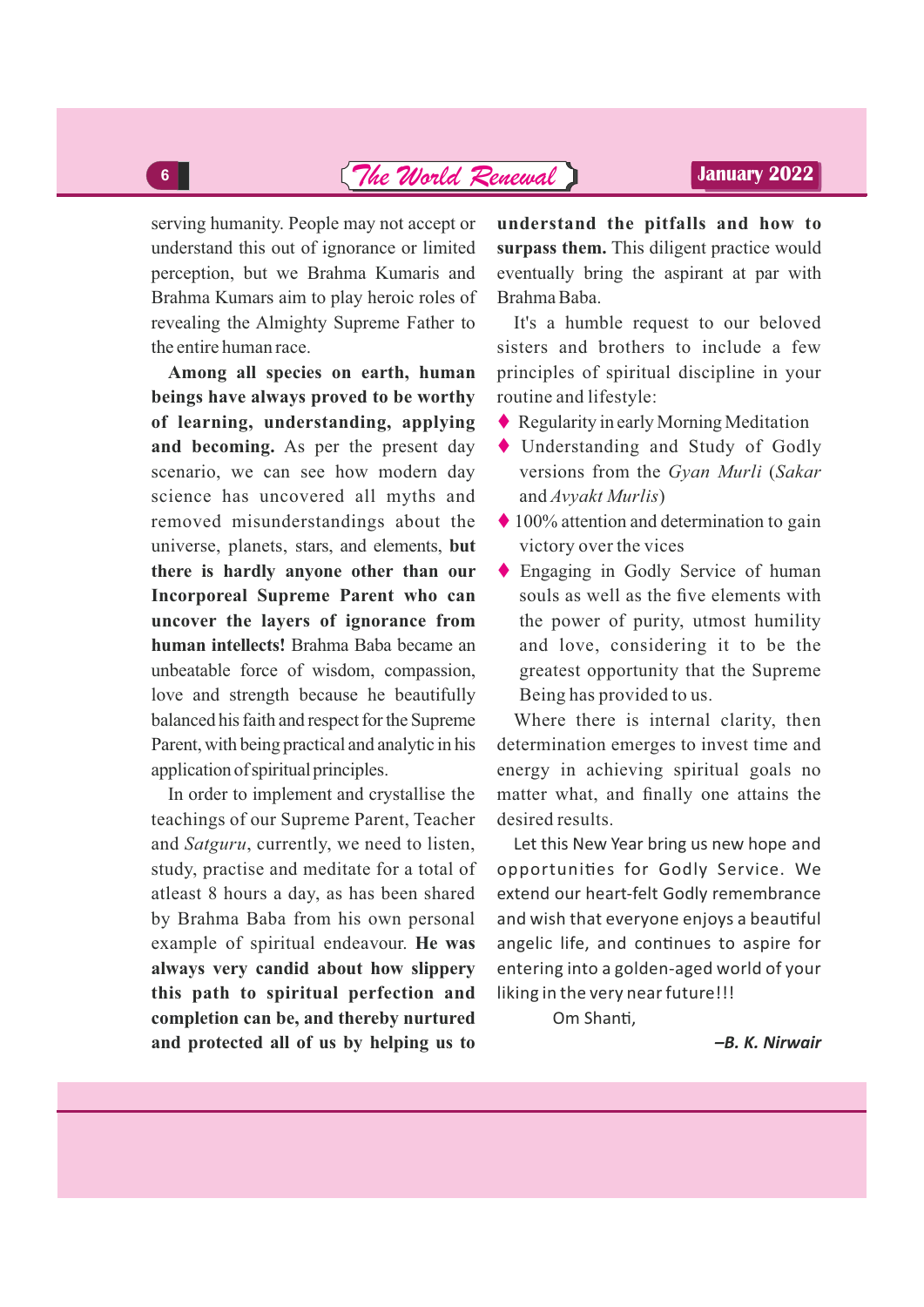serving humanity. People may not accept or understand this out of ignorance or limited perception, but we Brahma Kumaris and Brahma Kumars aim to play heroic roles of revealing the Almighty Supreme Father to the entire human race.

**Among all species on earth, human beings have always proved to be worthy of learning, understanding, applying and becoming.** As per the present day scenario, we can see how modern day science has uncovered all myths and removed misunderstandings about the universe, planets, stars, and elements, **but there is hardly anyone other than our Incorporeal Supreme Parent who can uncover the layers of ignorance from human intellects!** Brahma Baba became an unbeatable force of wisdom, compassion, love and strength because he beautifully balanced his faith and respect for the Supreme Parent, with being practical and analytic in his application of spiritual principles.

In order to implement and crystallise the teachings of our Supreme Parent, Teacher and *Satguru*, currently, we need to listen, study, practise and meditate for a total of atleast 8 hours a day, as has been shared by Brahma Baba from his own personal example of spiritual endeavour. **He was always very candid about how slippery this path to spiritual perfection and completion can be, and thereby nurtured and protected all of us by helping us to understand the pitfalls and how to surpass them.** This diligent practice would eventually bring the aspirant at par with Brahma Baba.

It's a humble request to our beloved sisters and brothers to include a few principles of spiritual discipline in your routine and lifestyle:

- Regularity in early Morning Meditation
- Understanding and Study of Godly versions from the *Gyan Murli* (*Sakar* and *Avyakt Murlis*)
- 100% attention and determination to gain victory over the vices
- Engaging in Godly Service of human souls as well as the five elements with the power of purity, utmost humility and love, considering it to be the greatest opportunity that the Supreme Being has provided to us.

Where there is internal clarity, then determination emerges to invest time and energy in achieving spiritual goals no matter what, and finally one attains the desired results.

Let this New Year bring us new hope and opportunities for Godly Service. We extend our heart-felt Godly remembrance and wish that everyone enjoys a beautiful angelic life, and continues to aspire for entering into a golden-aged world of your liking in the very near future!!!

Om Shanti,

***–B. K. Nirwair***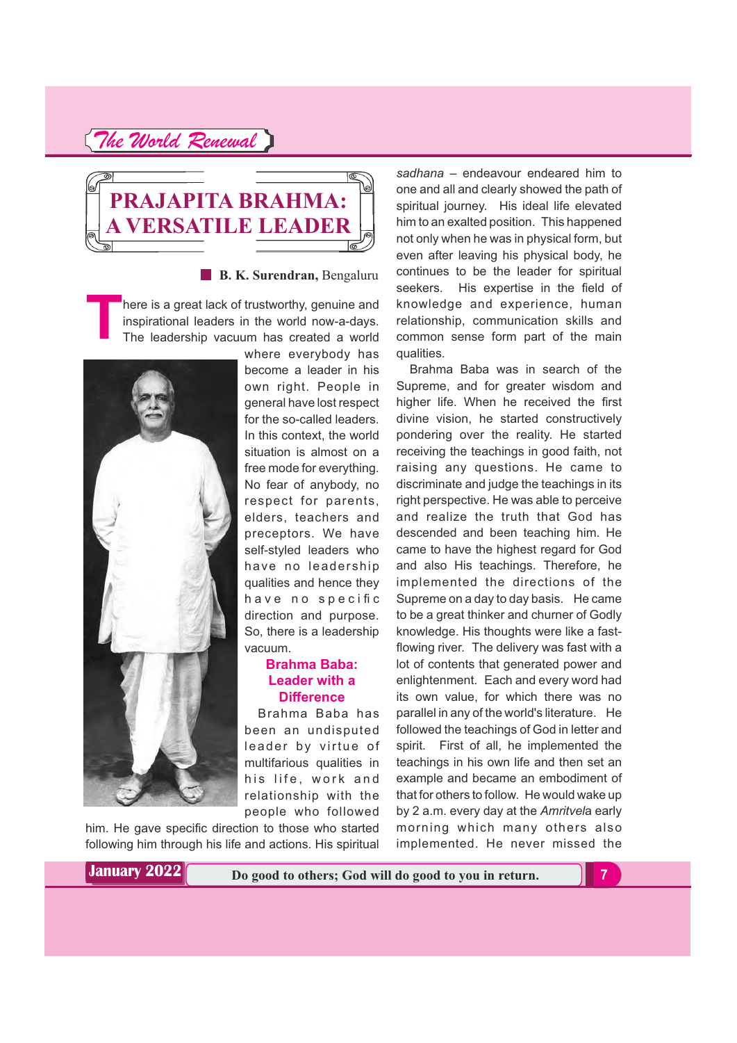# PRAJAPITA BRAHMA: A VERSATILE LEADER

**B. K. Surendran,** Bengaluru

There is a great lack of trustworthy, genuine and inspirational leaders in the world now-a-days. The leadership vacuum has created a world where everybody has become a leader in his own right. People in general have lost respect for the so-called leaders. In this context, the world situation is almost on a free mode for everything. No fear of anybody, no respect for parents, elders, teachers and preceptors. We have self-styled leaders who have no leadership qualities and hence they have no specific direction and purpose. So, there is a leadership vacuum.

### Brahma Baba: Leader with a Difference

Brahma Baba has been an undisputed leader by virtue of multifarious qualities in his life, work and relationship with the people who followed him. He gave specific direction to those who started following him through his life and actions. His spiritual *sadhana* – endeavour endeared him to one and all and clearly showed the path of spiritual journey. His ideal life elevated him to an exalted position. This happened not only when he was in physical form, but even after leaving his physical body, he continues to be the leader for spiritual seekers. His expertise in the field of knowledge and experience, human relationship, communication skills and common sense form part of the main qualities.

Brahma Baba was in search of the Supreme, and for greater wisdom and higher life. When he received the first divine vision, he started constructively pondering over the reality. He started receiving the teachings in good faith, not raising any questions. He came to discriminate and judge the teachings in its right perspective. He was able to perceive and realize the truth that God has descended and been teaching him. He came to have the highest regard for God and also His teachings. Therefore, he implemented the directions of the Supreme on a day to day basis. He came to be a great thinker and churner of Godly knowledge. His thoughts were like a fast-flowing river. The delivery was fast with a lot of contents that generated power and enlightenment. Each and every word had its own value, for which there was no parallel in any of the world's literature. He followed the teachings of God in letter and spirit. First of all, he implemented the teachings in his own life and then set an example and became an embodiment of that for others to follow. He would wake up by 2 a.m. every day at the *Amritvela* early morning which many others also implemented. He never missed the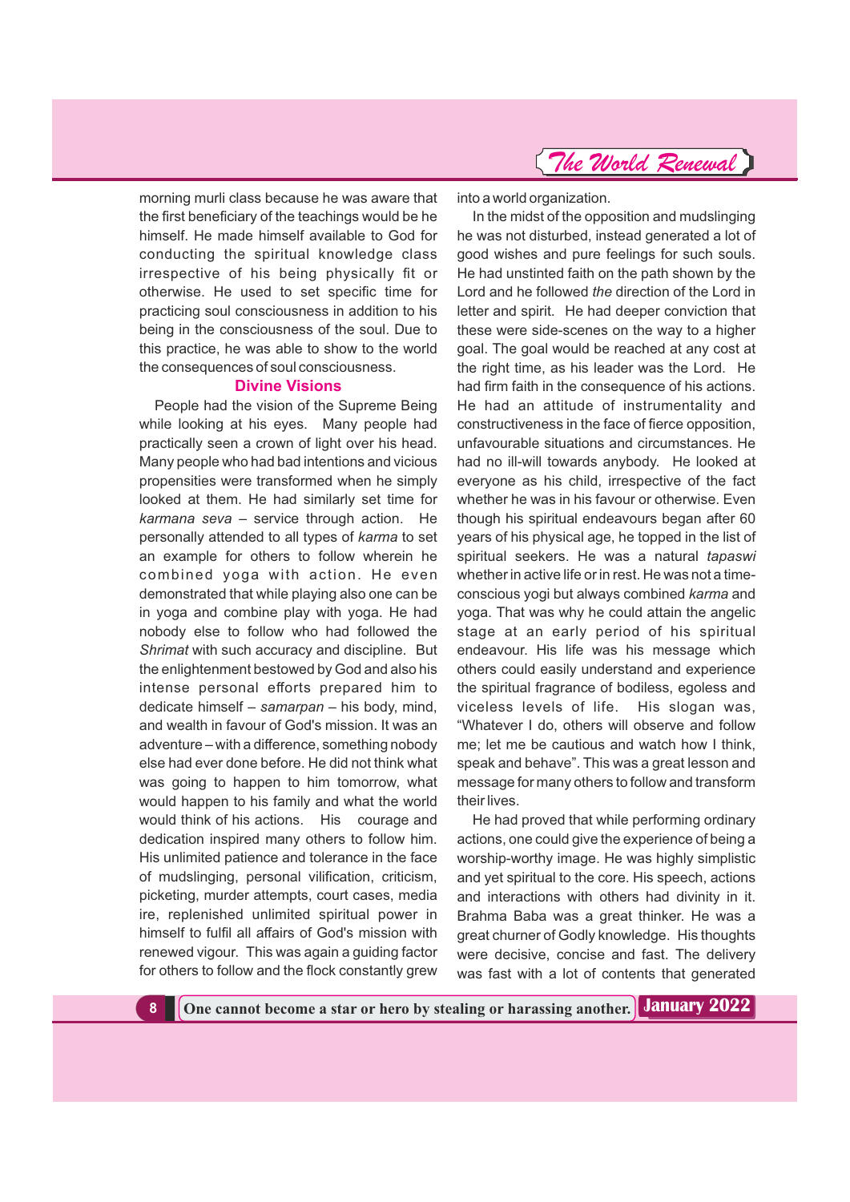morning murli class because he was aware that the first beneficiary of the teachings would be he himself. He made himself available to God for conducting the spiritual knowledge class irrespective of his being physically fit or otherwise. He used to set specific time for practicing soul consciousness in addition to his being in the consciousness of the soul. Due to this practice, he was able to show to the world the consequences of soul consciousness.

### Divine Visions

People had the vision of the Supreme Being while looking at his eyes. Many people had practically seen a crown of light over his head. Many people who had bad intentions and vicious propensities were transformed when he simply looked at them. He had similarly set time for *karmana seva* – service through action. He personally attended to all types of *karma* to set an example for others to follow wherein he combined yoga with action. He even demonstrated that while playing also one can be in yoga and combine play with yoga. He had nobody else to follow who had followed the *Shrimat* with such accuracy and discipline. But the enlightenment bestowed by God and also his intense personal efforts prepared him to dedicate himself – *samarpan* – his body, mind, and wealth in favour of God's mission. It was an adventure – with a difference, something nobody else had ever done before. He did not think what was going to happen to him tomorrow, what would happen to his family and what the world would think of his actions. His courage and dedication inspired many others to follow him. His unlimited patience and tolerance in the face of mudslinging, personal vilification, criticism, picketing, murder attempts, court cases, media ire, replenished unlimited spiritual power in himself to fulfil all affairs of God's mission with renewed vigour. This was again a guiding factor for others to follow and the flock constantly grew into a world organization.

In the midst of the opposition and mudslinging he was not disturbed, instead generated a lot of good wishes and pure feelings for such souls. He had unstinted faith on the path shown by the Lord and he followed *the* direction of the Lord in letter and spirit. He had deeper conviction that these were side-scenes on the way to a higher goal. The goal would be reached at any cost at the right time, as his leader was the Lord. He had firm faith in the consequence of his actions. He had an attitude of instrumentality and constructiveness in the face of fierce opposition, unfavourable situations and circumstances. He had no ill-will towards anybody. He looked at everyone as his child, irrespective of the fact whether he was in his favour or otherwise. Even though his spiritual endeavours began after 60 years of his physical age, he topped in the list of spiritual seekers. He was a natural *tapaswi* whether in active life or in rest. He was not a time-conscious yogi but always combined *karma* and yoga. That was why he could attain the angelic stage at an early period of his spiritual endeavour. His life was his message which others could easily understand and experience the spiritual fragrance of bodiless, egoless and viceless levels of life. His slogan was, "Whatever I do, others will observe and follow me; let me be cautious and watch how I think, speak and behave". This was a great lesson and message for many others to follow and transform their lives.

He had proved that while performing ordinary actions, one could give the experience of being a worship-worthy image. He was highly simplistic and yet spiritual to the core. His speech, actions and interactions with others had divinity in it. Brahma Baba was a great thinker. He was a great churner of Godly knowledge. His thoughts were decisive, concise and fast. The delivery was fast with a lot of contents that generated

**One cannot become a star or hero by stealing or harassing another.**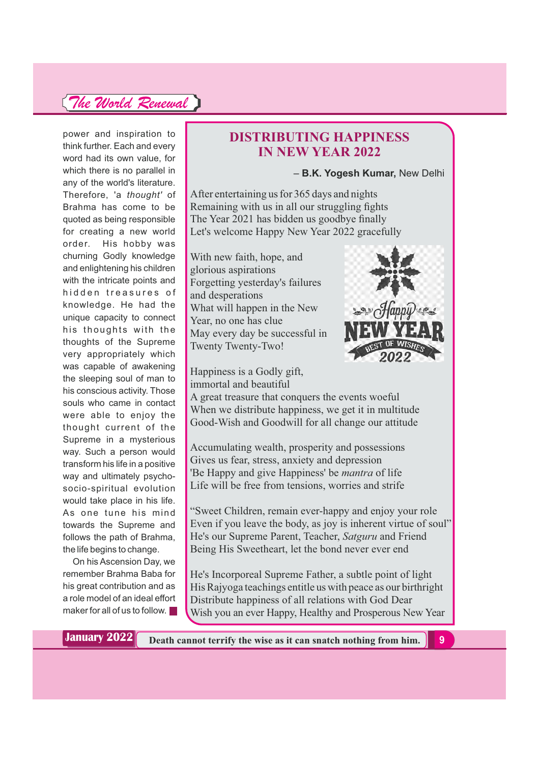power and inspiration to think further. Each and every word had its own value, for which there is no parallel in any of the world's literature. Therefore, 'a *thought'* of Brahma has come to be quoted as being responsible for creating a new world order. His hobby was churning Godly knowledge and enlightening his children with the intricate points and hidden treasures of knowledge. He had the unique capacity to connect his thoughts with the thoughts of the Supreme very appropriately which was capable of awakening the sleeping soul of man to his conscious activity. Those souls who came in contact were able to enjoy the thought current of the Supreme in a mysterious way. Such a person would transform his life in a positive way and ultimately psycho-socio-spiritual evolution would take place in his life. As one tune his mind towards the Supreme and follows the path of Brahma, the life begins to change.

On his Ascension Day, we remember Brahma Baba for his great contribution and as a role model of an ideal effort maker for all of us to follow. ■

## DISTRIBUTING HAPPINESS IN NEW YEAR 2022

– **B.K. Yogesh Kumar,** New Delhi

After entertaining us for 365 days and nights
Remaining with us in all our struggling fights
The Year 2021 has bidden us goodbye finally
Let's welcome Happy New Year 2022 gracefully

With new faith, hope, and glorious aspirations
Forgetting yesterday's failures and desperations
What will happen in the New Year, no one has clue
May every day be successful in Twenty Twenty-Two!

Happiness is a Godly gift, immortal and beautiful
A great treasure that conquers the events woeful
When we distribute happiness, we get it in multitude
Good-Wish and Goodwill for all change our attitude

Accumulating wealth, prosperity and possessions
Gives us fear, stress, anxiety and depression
'Be Happy and give Happiness' be *mantra* of life
Life will be free from tensions, worries and strife

"Sweet Children, remain ever-happy and enjoy your role
Even if you leave the body, as joy is inherent virtue of soul"
He's our Supreme Parent, Teacher, *Satguru* and Friend
Being His Sweetheart, let the bond never ever end

He's Incorporeal Supreme Father, a subtle point of light
His Rajyoga teachings entitle us with peace as our birthright
Distribute happiness of all relations with God Dear
Wish you an ever Happy, Healthy and Prosperous New Year

Death cannot terrify the wise as it can snatch nothing from him.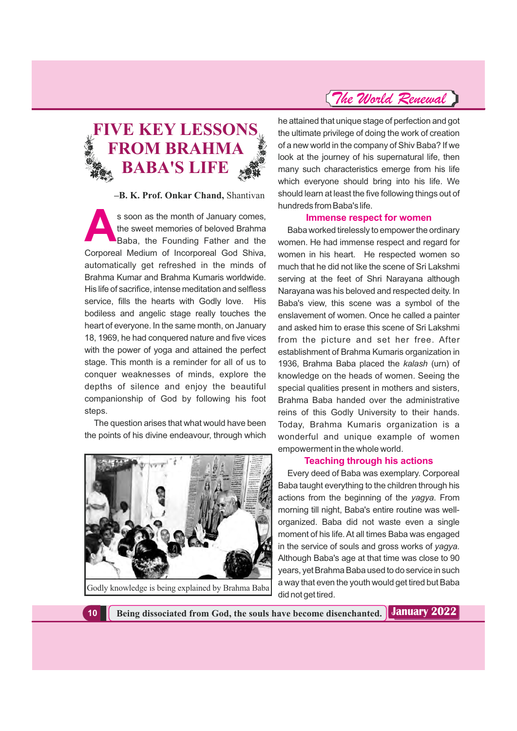# FIVE KEY LESSONS FROM BRAHMA BABA'S LIFE

–**B. K. Prof. Onkar Chand,** Shantivan

As soon as the month of January comes, the sweet memories of beloved Brahma Baba, the Founding Father and the Corporeal Medium of Incorporeal God Shiva, automatically get refreshed in the minds of Brahma Kumar and Brahma Kumaris worldwide. His life of sacrifice, intense meditation and selfless service, fills the hearts with Godly love. His bodiless and angelic stage really touches the heart of everyone. In the same month, on January 18, 1969, he had conquered nature and five vices with the power of yoga and attained the perfect stage. This month is a reminder for all of us to conquer weaknesses of minds, explore the depths of silence and enjoy the beautiful companionship of God by following his foot steps.

The question arises that what would have been the points of his divine endeavour, through which he attained that unique stage of perfection and got the ultimate privilege of doing the work of creation of a new world in the company of Shiv Baba? If we look at the journey of his supernatural life, then many such characteristics emerge from his life which everyone should bring into his life. We should learn at least the five following things out of hundreds from Baba's life.

Godly knowledge is being explained by Brahma Baba

### Immense respect for women

Baba worked tirelessly to empower the ordinary women. He had immense respect and regard for women in his heart. He respected women so much that he did not like the scene of Sri Lakshmi serving at the feet of Shri Narayana although Narayana was his beloved and respected deity. In Baba's view, this scene was a symbol of the enslavement of women. Once he called a painter and asked him to erase this scene of Sri Lakshmi from the picture and set her free. After establishment of Brahma Kumaris organization in 1936, Brahma Baba placed the *kalash* (urn) of knowledge on the heads of women. Seeing the special qualities present in mothers and sisters, Brahma Baba handed over the administrative reins of this Godly University to their hands. Today, Brahma Kumaris organization is a wonderful and unique example of women empowerment in the whole world.

### Teaching through his actions

Every deed of Baba was exemplary. Corporeal Baba taught everything to the children through his actions from the beginning of the *yagya*. From morning till night, Baba's entire routine was well-organized. Baba did not waste even a single moment of his life. At all times Baba was engaged in the service of souls and gross works of *yagya.* Although Baba's age at that time was close to 90 years, yet Brahma Baba used to do service in such a way that even the youth would get tired but Baba did not get tired.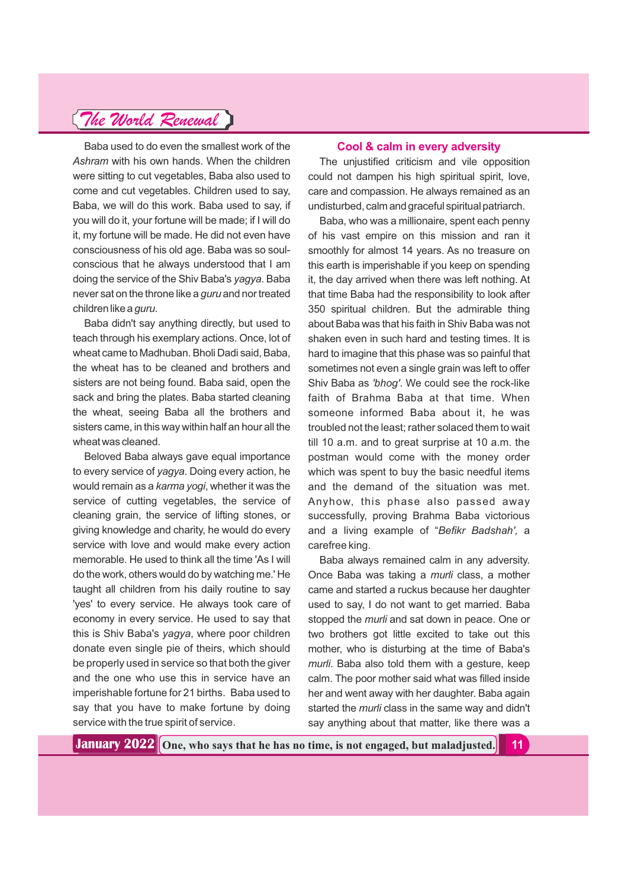Baba used to do even the smallest work of the *Ashram* with his own hands. When the children were sitting to cut vegetables, Baba also used to come and cut vegetables. Children used to say, Baba, we will do this work. Baba used to say, if you will do it, your fortune will be made; if I will do it, my fortune will be made. He did not even have consciousness of his old age. Baba was so soul-conscious that he always understood that I am doing the service of the Shiv Baba's *yagya*. Baba never sat on the throne like a *guru* and nor treated children like a *guru*.

Baba didn't say anything directly, but used to teach through his exemplary actions. Once, lot of wheat came to Madhuban. Bholi Dadi said, Baba, the wheat has to be cleaned and brothers and sisters are not being found. Baba said, open the sack and bring the plates. Baba started cleaning the wheat, seeing Baba all the brothers and sisters came, in this way within half an hour all the wheat was cleaned.

Beloved Baba always gave equal importance to every service of *yagya*. Doing every action, he would remain as a *karma yogi*, whether it was the service of cutting vegetables, the service of cleaning grain, the service of lifting stones, or giving knowledge and charity, he would do every service with love and would make every action memorable. He used to think all the time 'As I will do the work, others would do by watching me.' He taught all children from his daily routine to say 'yes' to every service. He always took care of economy in every service. He used to say that this is Shiv Baba's *yagya*, where poor children donate even single pie of theirs, which should be properly used in service so that both the giver and the one who use this in service have an imperishable fortune for 21 births. Baba used to say that you have to make fortune by doing service with the true spirit of service.

## Cool & calm in every adversity

The unjustified criticism and vile opposition could not dampen his high spiritual spirit, love, care and compassion. He always remained as an undisturbed, calm and graceful spiritual patriarch.

Baba, who was a millionaire, spent each penny of his vast empire on this mission and ran it smoothly for almost 14 years. As no treasure on this earth is imperishable if you keep on spending it, the day arrived when there was left nothing. At that time Baba had the responsibility to look after 350 spiritual children. But the admirable thing about Baba was that his faith in Shiv Baba was not shaken even in such hard and testing times. It is hard to imagine that this phase was so painful that sometimes not even a single grain was left to offer Shiv Baba as *'bhog'*. We could see the rock-like faith of Brahma Baba at that time. When someone informed Baba about it, he was troubled not the least; rather solaced them to wait till 10 a.m. and to great surprise at 10 a.m. the postman would come with the money order which was spent to buy the basic needful items and the demand of the situation was met. Anyhow, this phase also passed away successfully, proving Brahma Baba victorious and a living example of "*Befikr Badshah',* a carefree king.

Baba always remained calm in any adversity. Once Baba was taking a *murli* class, a mother came and started a ruckus because her daughter used to say, I do not want to get married. Baba stopped the *murli* and sat down in peace. One or two brothers got little excited to take out this mother, who is disturbing at the time of Baba's *murli*. Baba also told them with a gesture, keep calm. The poor mother said what was filled inside her and went away with her daughter. Baba again started the *murli* class in the same way and didn't say anything about that matter, like there was a

One, who says that he has no time, is not engaged, but maladjusted.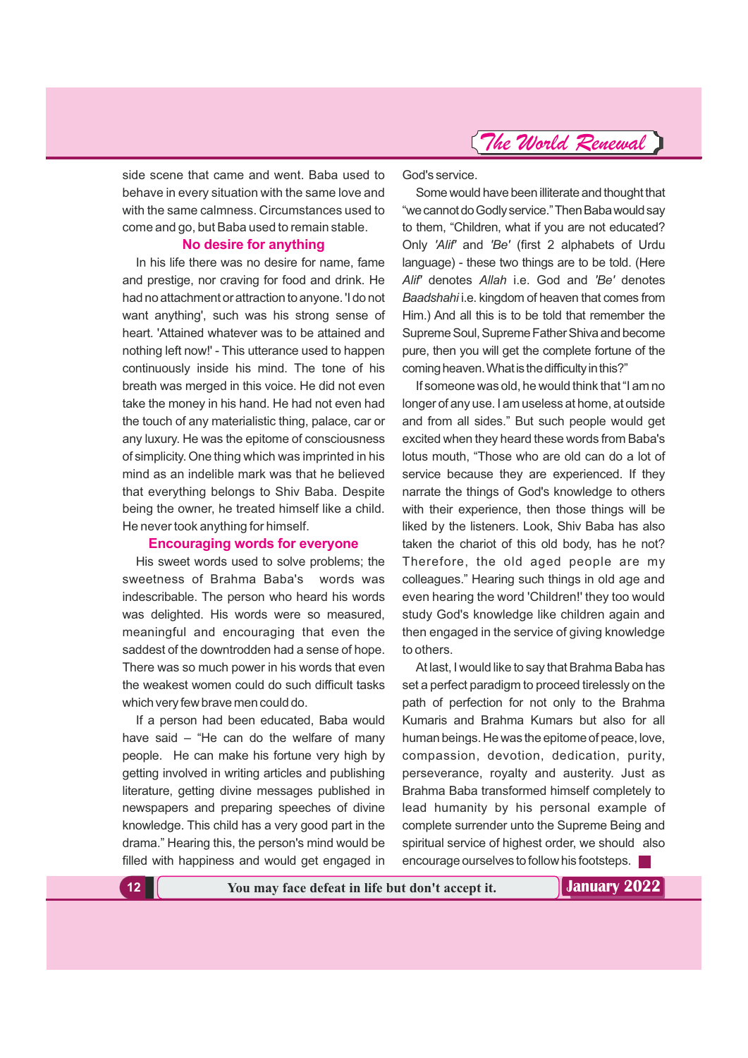side scene that came and went. Baba used to behave in every situation with the same love and with the same calmness. Circumstances used to come and go, but Baba used to remain stable.

### No desire for anything

In his life there was no desire for name, fame and prestige, nor craving for food and drink. He had no attachment or attraction to anyone. 'I do not want anything', such was his strong sense of heart. 'Attained whatever was to be attained and nothing left now!' - This utterance used to happen continuously inside his mind. The tone of his breath was merged in this voice. He did not even take the money in his hand. He had not even had the touch of any materialistic thing, palace, car or any luxury. He was the epitome of consciousness of simplicity. One thing which was imprinted in his mind as an indelible mark was that he believed that everything belongs to Shiv Baba. Despite being the owner, he treated himself like a child. He never took anything for himself.

### Encouraging words for everyone

His sweet words used to solve problems; the sweetness of Brahma Baba's words was indescribable. The person who heard his words was delighted. His words were so measured, meaningful and encouraging that even the saddest of the downtrodden had a sense of hope. There was so much power in his words that even the weakest women could do such difficult tasks which very few brave men could do.

If a person had been educated, Baba would have said – "He can do the welfare of many people. He can make his fortune very high by getting involved in writing articles and publishing literature, getting divine messages published in newspapers and preparing speeches of divine knowledge. This child has a very good part in the drama." Hearing this, the person's mind would be filled with happiness and would get engaged in God's service.

Some would have been illiterate and thought that "we cannot do Godly service." Then Baba would say to them, "Children, what if you are not educated? Only *'Alif'* and *'Be'* (first 2 alphabets of Urdu language) - these two things are to be told. (Here *Alif'* denotes *Allah* i.e. God and *'Be'* denotes *Baadshahi* i.e. kingdom of heaven that comes from Him.) And all this is to be told that remember the Supreme Soul, Supreme Father Shiva and become pure, then you will get the complete fortune of the coming heaven. What is the difficulty in this?"

If someone was old, he would think that "I am no longer of any use. I am useless at home, at outside and from all sides." But such people would get excited when they heard these words from Baba's lotus mouth, "Those who are old can do a lot of service because they are experienced. If they narrate the things of God's knowledge to others with their experience, then those things will be liked by the listeners. Look, Shiv Baba has also taken the chariot of this old body, has he not? Therefore, the old aged people are my colleagues." Hearing such things in old age and even hearing the word 'Children!' they too would study God's knowledge like children again and then engaged in the service of giving knowledge to others.

At last, I would like to say that Brahma Baba has set a perfect paradigm to proceed tirelessly on the path of perfection for not only to the Brahma Kumaris and Brahma Kumars but also for all human beings. He was the epitome of peace, love, compassion, devotion, dedication, purity, perseverance, royalty and austerity. Just as Brahma Baba transformed himself completely to lead humanity by his personal example of complete surrender unto the Supreme Being and spiritual service of highest order, we should also encourage ourselves to follow his footsteps. ■

You may face defeat in life but don't accept it.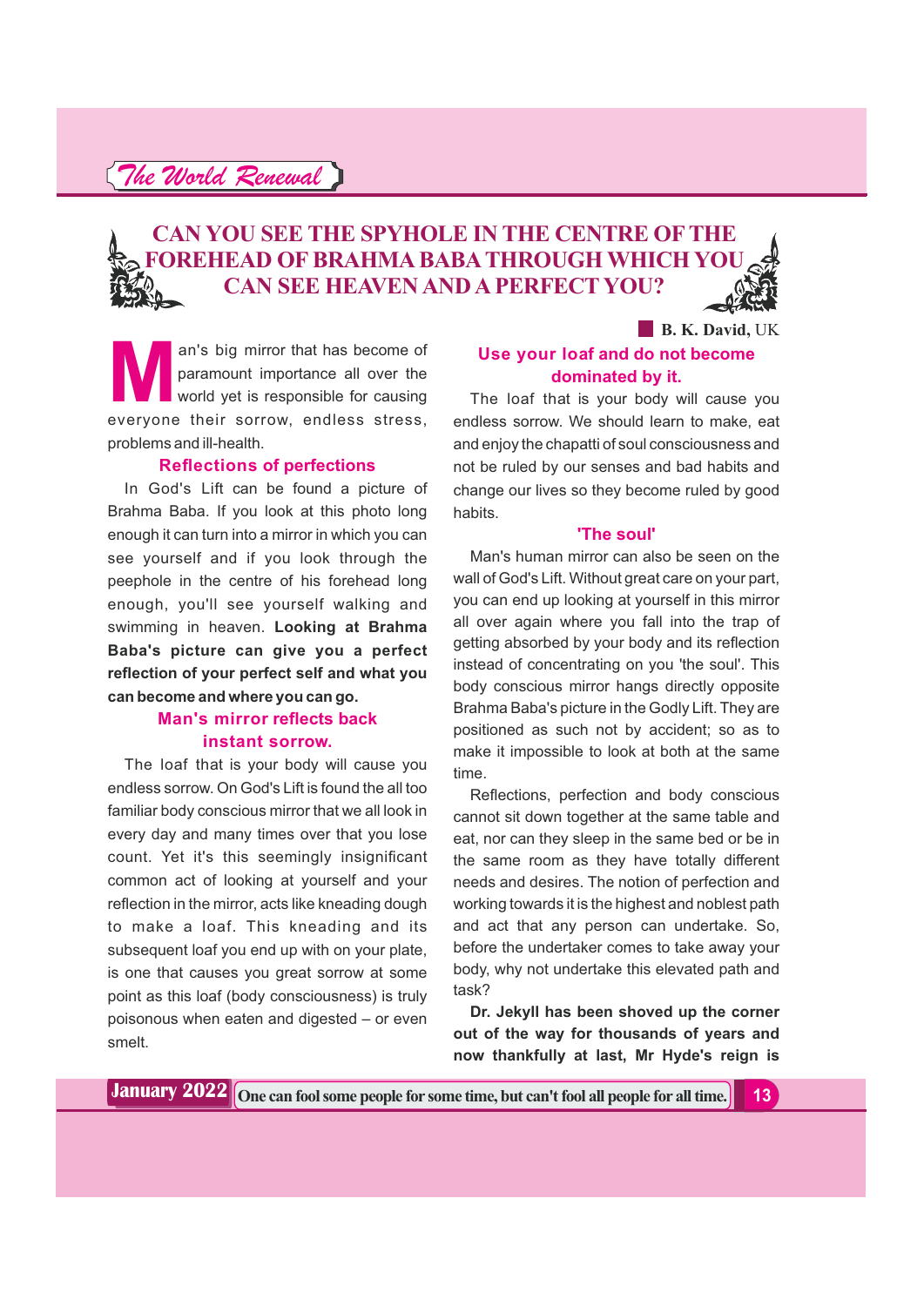# CAN YOU SEE THE SPYHOLE IN THE CENTRE OF THE FOREHEAD OF BRAHMA BABA THROUGH WHICH YOU CAN SEE HEAVEN AND A PERFECT YOU?

**B. K. David,** UK

Man's big mirror that has become of paramount importance all over the world yet is responsible for causing everyone their sorrow, endless stress, problems and ill-health.

### Reflections of perfections

In God's Lift can be found a picture of Brahma Baba. If you look at this photo long enough it can turn into a mirror in which you can see yourself and if you look through the peephole in the centre of his forehead long enough, you'll see yourself walking and swimming in heaven. **Looking at Brahma Baba's picture can give you a perfect reflection of your perfect self and what you can become and where you can go.**

### Man's mirror reflects back instant sorrow.

The loaf that is your body will cause you endless sorrow. On God's Lift is found the all too familiar body conscious mirror that we all look in every day and many times over that you lose count. Yet it's this seemingly insignificant common act of looking at yourself and your reflection in the mirror, acts like kneading dough to make a loaf. This kneading and its subsequent loaf you end up with on your plate, is one that causes you great sorrow at some point as this loaf (body consciousness) is truly poisonous when eaten and digested – or even smelt.

### Use your loaf and do not become dominated by it.

The loaf that is your body will cause you endless sorrow. We should learn to make, eat and enjoy the chapatti of soul consciousness and not be ruled by our senses and bad habits and change our lives so they become ruled by good habits.

### 'The soul'

Man's human mirror can also be seen on the wall of God's Lift. Without great care on your part, you can end up looking at yourself in this mirror all over again where you fall into the trap of getting absorbed by your body and its reflection instead of concentrating on you 'the soul'. This body conscious mirror hangs directly opposite Brahma Baba's picture in the Godly Lift. They are positioned as such not by accident; so as to make it impossible to look at both at the same time.

Reflections, perfection and body conscious cannot sit down together at the same table and eat, nor can they sleep in the same bed or be in the same room as they have totally different needs and desires. The notion of perfection and working towards it is the highest and noblest path and act that any person can undertake. So, before the undertaker comes to take away your body, why not undertake this elevated path and task?

**Dr. Jekyll has been shoved up the corner out of the way for thousands of years and now thankfully at last, Mr Hyde's reign is**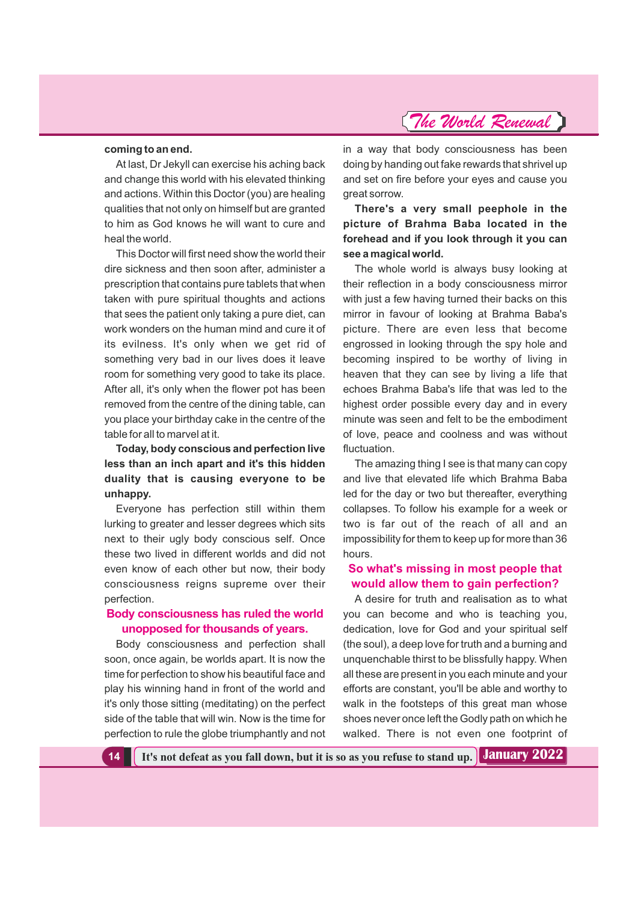**coming to an end.**

At last, Dr Jekyll can exercise his aching back and change this world with his elevated thinking and actions. Within this Doctor (you) are healing qualities that not only on himself but are granted to him as God knows he will want to cure and heal the world.

This Doctor will first need show the world their dire sickness and then soon after, administer a prescription that contains pure tablets that when taken with pure spiritual thoughts and actions that sees the patient only taking a pure diet, can work wonders on the human mind and cure it of its evilness. It's only when we get rid of something very bad in our lives does it leave room for something very good to take its place. After all, it's only when the flower pot has been removed from the centre of the dining table, can you place your birthday cake in the centre of the table for all to marvel at it.

**Today, body conscious and perfection live less than an inch apart and it's this hidden duality that is causing everyone to be unhappy.**

Everyone has perfection still within them lurking to greater and lesser degrees which sits next to their ugly body conscious self. Once these two lived in different worlds and did not even know of each other but now, their body consciousness reigns supreme over their perfection.

## Body consciousness has ruled the world unopposed for thousands of years.

Body consciousness and perfection shall soon, once again, be worlds apart. It is now the time for perfection to show his beautiful face and play his winning hand in front of the world and it's only those sitting (meditating) on the perfect side of the table that will win. Now is the time for perfection to rule the globe triumphantly and not in a way that body consciousness has been doing by handing out fake rewards that shrivel up and set on fire before your eyes and cause you great sorrow.

**There's a very small peephole in the picture of Brahma Baba located in the forehead and if you look through it you can see a magical world.**

The whole world is always busy looking at their reflection in a body consciousness mirror with just a few having turned their backs on this mirror in favour of looking at Brahma Baba's picture. There are even less that become engrossed in looking through the spy hole and becoming inspired to be worthy of living in heaven that they can see by living a life that echoes Brahma Baba's life that was led to the highest order possible every day and in every minute was seen and felt to be the embodiment of love, peace and coolness and was without fluctuation.

The amazing thing I see is that many can copy and live that elevated life which Brahma Baba led for the day or two but thereafter, everything collapses. To follow his example for a week or two is far out of the reach of all and an impossibility for them to keep up for more than 36 hours.

## So what's missing in most people that would allow them to gain perfection?

A desire for truth and realisation as to what you can become and who is teaching you, dedication, love for God and your spiritual self (the soul), a deep love for truth and a burning and unquenchable thirst to be blissfully happy. When all these are present in you each minute and your efforts are constant, you'll be able and worthy to walk in the footsteps of this great man whose shoes never once left the Godly path on which he walked. There is not even one footprint of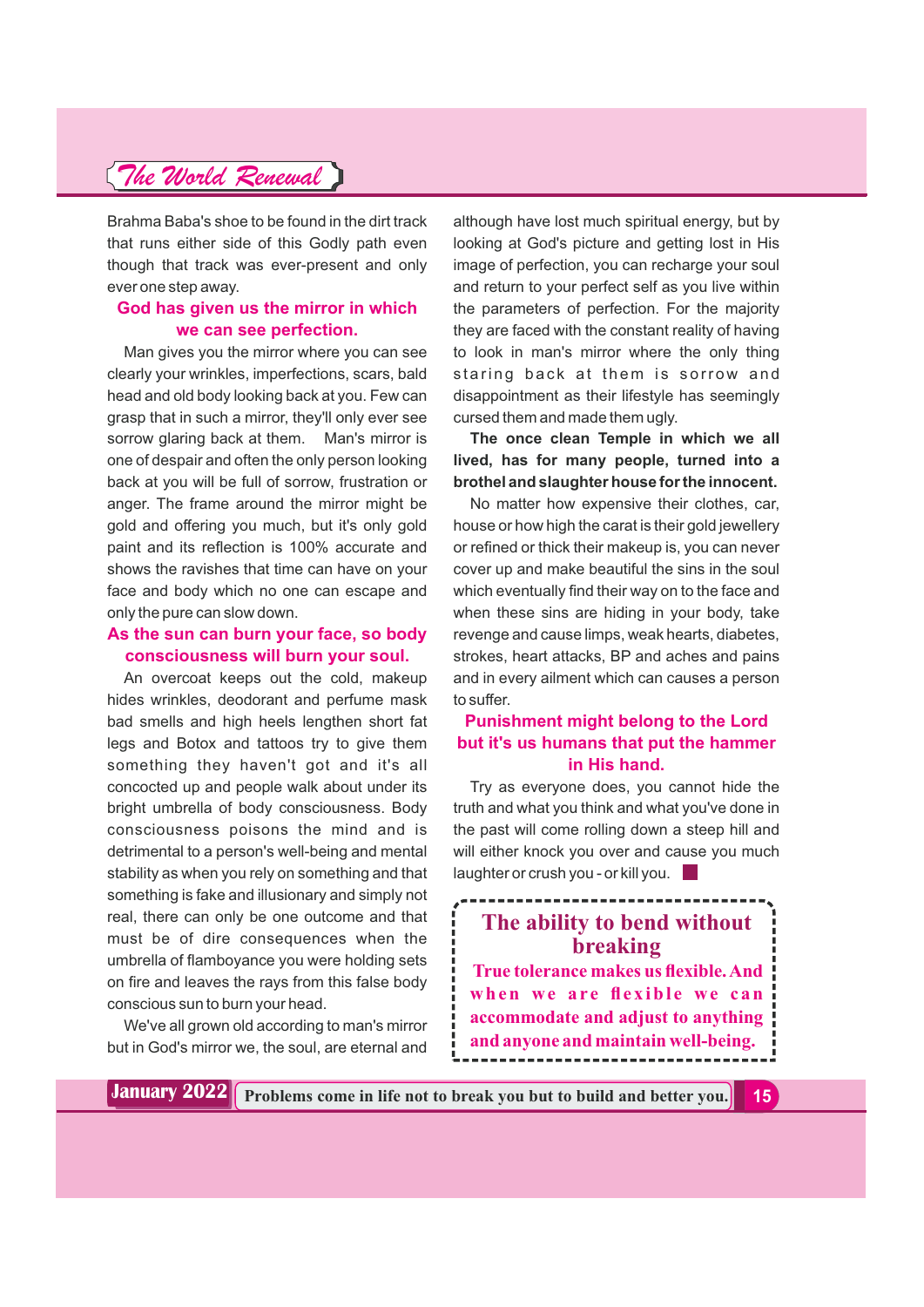Brahma Baba's shoe to be found in the dirt track that runs either side of this Godly path even though that track was ever-present and only ever one step away.

### God has given us the mirror in which we can see perfection.

Man gives you the mirror where you can see clearly your wrinkles, imperfections, scars, bald head and old body looking back at you. Few can grasp that in such a mirror, they'll only ever see sorrow glaring back at them. Man's mirror is one of despair and often the only person looking back at you will be full of sorrow, frustration or anger. The frame around the mirror might be gold and offering you much, but it's only gold paint and its reflection is 100% accurate and shows the ravishes that time can have on your face and body which no one can escape and only the pure can slow down.

### As the sun can burn your face, so body consciousness will burn your soul.

An overcoat keeps out the cold, makeup hides wrinkles, deodorant and perfume mask bad smells and high heels lengthen short fat legs and Botox and tattoos try to give them something they haven't got and it's all concocted up and people walk about under its bright umbrella of body consciousness. Body consciousness poisons the mind and is detrimental to a person's well-being and mental stability as when you rely on something and that something is fake and illusionary and simply not real, there can only be one outcome and that must be of dire consequences when the umbrella of flamboyance you were holding sets on fire and leaves the rays from this false body conscious sun to burn your head.

We've all grown old according to man's mirror but in God's mirror we, the soul, are eternal and although have lost much spiritual energy, but by looking at God's picture and getting lost in His image of perfection, you can recharge your soul and return to your perfect self as you live within the parameters of perfection. For the majority they are faced with the constant reality of having to look in man's mirror where the only thing staring back at them is sorrow and disappointment as their lifestyle has seemingly cursed them and made them ugly.

**The once clean Temple in which we all lived, has for many people, turned into a brothel and slaughter house for the innocent.**

No matter how expensive their clothes, car, house or how high the carat is their gold jewellery or refined or thick their makeup is, you can never cover up and make beautiful the sins in the soul which eventually find their way on to the face and when these sins are hiding in your body, take revenge and cause limps, weak hearts, diabetes, strokes, heart attacks, BP and aches and pains and in every ailment which can causes a person to suffer.

### Punishment might belong to the Lord but it's us humans that put the hammer in His hand.

Try as everyone does, you cannot hide the truth and what you think and what you've done in the past will come rolling down a steep hill and will either knock you over and cause you much laughter or crush you - or kill you.

---

**The ability to bend without breaking**

**True tolerance makes us flexible. And when we are flexible we can accommodate and adjust to anything and anyone and maintain well-being.**

---

Problems come in life not to break you but to build and better you.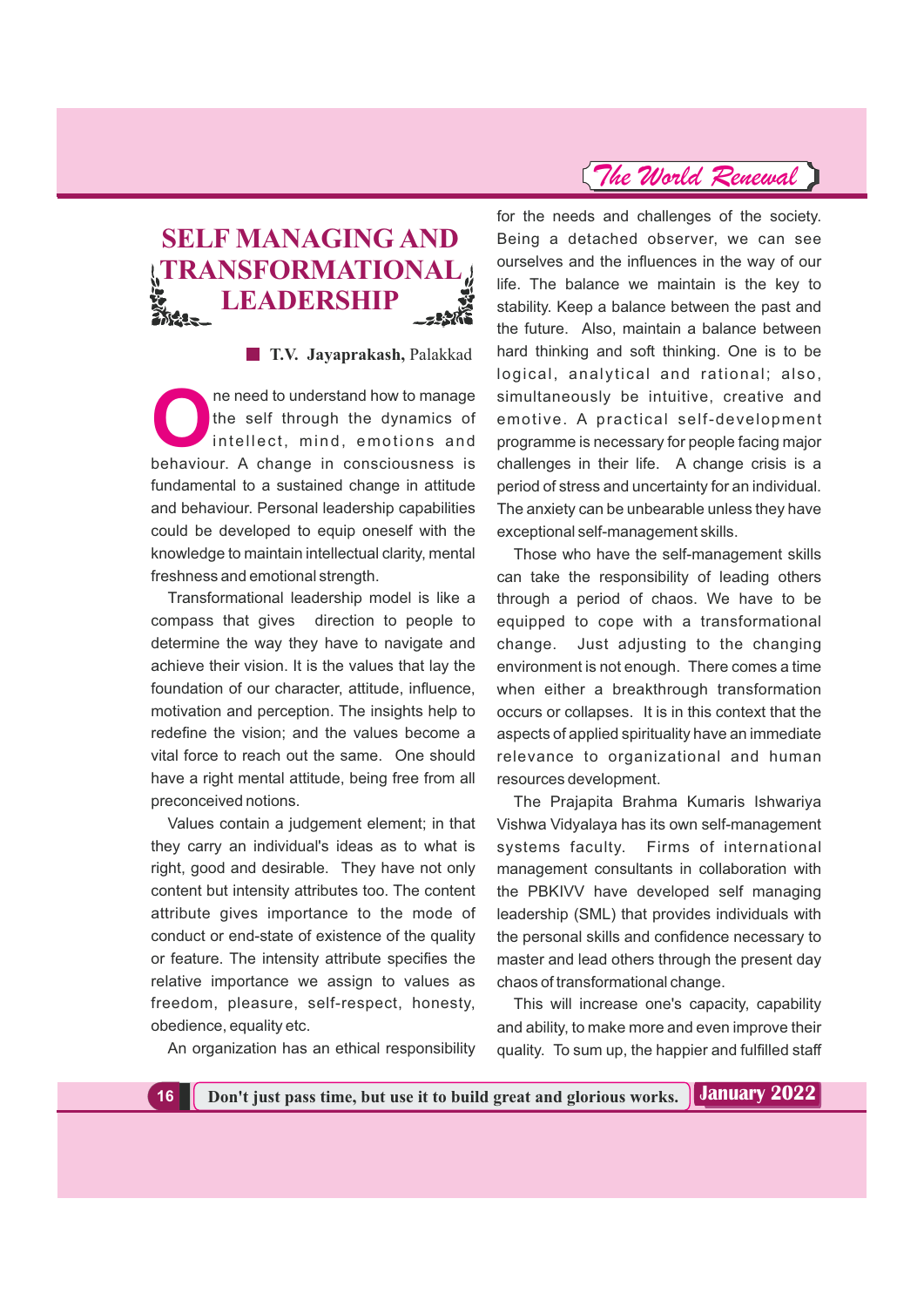# SELF MANAGING AND TRANSFORMATIONAL LEADERSHIP

■ **T.V. Jayaprakash,** Palakkad

One need to understand how to manage the self through the dynamics of intellect, mind, emotions and behaviour. A change in consciousness is fundamental to a sustained change in attitude and behaviour. Personal leadership capabilities could be developed to equip oneself with the knowledge to maintain intellectual clarity, mental freshness and emotional strength.

Transformational leadership model is like a compass that gives direction to people to determine the way they have to navigate and achieve their vision. It is the values that lay the foundation of our character, attitude, influence, motivation and perception. The insights help to redefine the vision; and the values become a vital force to reach out the same. One should have a right mental attitude, being free from all preconceived notions.

Values contain a judgement element; in that they carry an individual's ideas as to what is right, good and desirable. They have not only content but intensity attributes too. The content attribute gives importance to the mode of conduct or end-state of existence of the quality or feature. The intensity attribute specifies the relative importance we assign to values as freedom, pleasure, self-respect, honesty, obedience, equality etc.

An organization has an ethical responsibility for the needs and challenges of the society. Being a detached observer, we can see ourselves and the influences in the way of our life. The balance we maintain is the key to stability. Keep a balance between the past and the future. Also, maintain a balance between hard thinking and soft thinking. One is to be logical, analytical and rational; also, simultaneously be intuitive, creative and emotive. A practical self-development programme is necessary for people facing major challenges in their life. A change crisis is a period of stress and uncertainty for an individual. The anxiety can be unbearable unless they have exceptional self-management skills.

Those who have the self-management skills can take the responsibility of leading others through a period of chaos. We have to be equipped to cope with a transformational change. Just adjusting to the changing environment is not enough. There comes a time when either a breakthrough transformation occurs or collapses. It is in this context that the aspects of applied spirituality have an immediate relevance to organizational and human resources development.

The Prajapita Brahma Kumaris Ishwariya Vishwa Vidyalaya has its own self-management systems faculty. Firms of international management consultants in collaboration with the PBKIVV have developed self managing leadership (SML) that provides individuals with the personal skills and confidence necessary to master and lead others through the present day chaos of transformational change.

This will increase one's capacity, capability and ability, to make more and even improve their quality. To sum up, the happier and fulfilled staff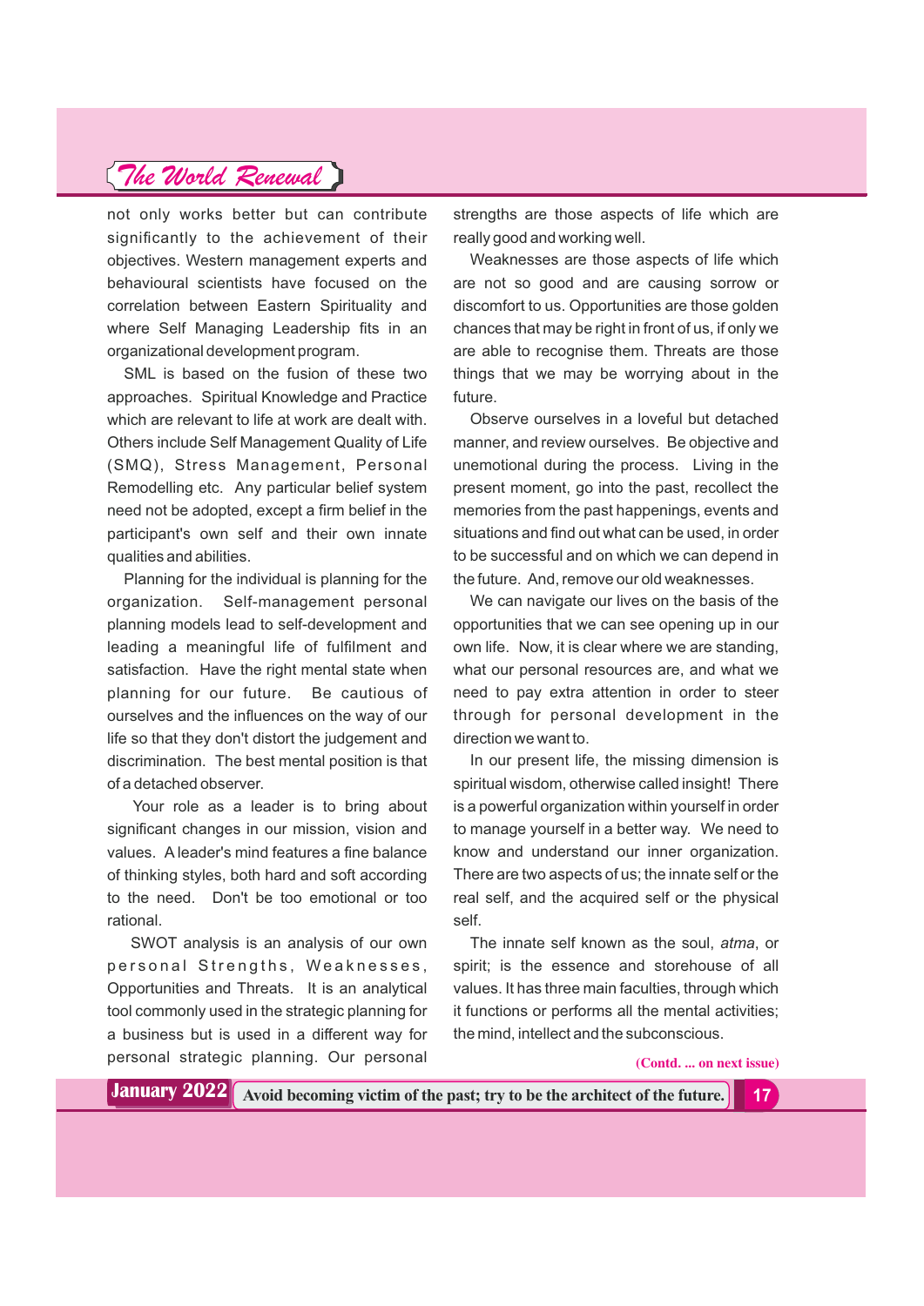not only works better but can contribute significantly to the achievement of their objectives. Western management experts and behavioural scientists have focused on the correlation between Eastern Spirituality and where Self Managing Leadership fits in an organizational development program.

SML is based on the fusion of these two approaches. Spiritual Knowledge and Practice which are relevant to life at work are dealt with. Others include Self Management Quality of Life (SMQ), Stress Management, Personal Remodelling etc. Any particular belief system need not be adopted, except a firm belief in the participant's own self and their own innate qualities and abilities.

Planning for the individual is planning for the organization. Self-management personal planning models lead to self-development and leading a meaningful life of fulfilment and satisfaction. Have the right mental state when planning for our future. Be cautious of ourselves and the influences on the way of our life so that they don't distort the judgement and discrimination. The best mental position is that of a detached observer.

Your role as a leader is to bring about significant changes in our mission, vision and values. A leader's mind features a fine balance of thinking styles, both hard and soft according to the need. Don't be too emotional or too rational.

SWOT analysis is an analysis of our own personal Strengths, Weaknesses, Opportunities and Threats. It is an analytical tool commonly used in the strategic planning for a business but is used in a different way for personal strategic planning. Our personal strengths are those aspects of life which are really good and working well.

Weaknesses are those aspects of life which are not so good and are causing sorrow or discomfort to us. Opportunities are those golden chances that may be right in front of us, if only we are able to recognise them. Threats are those things that we may be worrying about in the future.

Observe ourselves in a loveful but detached manner, and review ourselves. Be objective and unemotional during the process. Living in the present moment, go into the past, recollect the memories from the past happenings, events and situations and find out what can be used, in order to be successful and on which we can depend in the future. And, remove our old weaknesses.

We can navigate our lives on the basis of the opportunities that we can see opening up in our own life. Now, it is clear where we are standing, what our personal resources are, and what we need to pay extra attention in order to steer through for personal development in the direction we want to.

In our present life, the missing dimension is spiritual wisdom, otherwise called insight! There is a powerful organization within yourself in order to manage yourself in a better way. We need to know and understand our inner organization. There are two aspects of us; the innate self or the real self, and the acquired self or the physical self.

The innate self known as the soul, *atma*, or spirit; is the essence and storehouse of all values. It has three main faculties, through which it functions or performs all the mental activities; the mind, intellect and the subconscious.

**(Contd. ... on next issue)**

**Avoid becoming victim of the past; try to be the architect of the future.**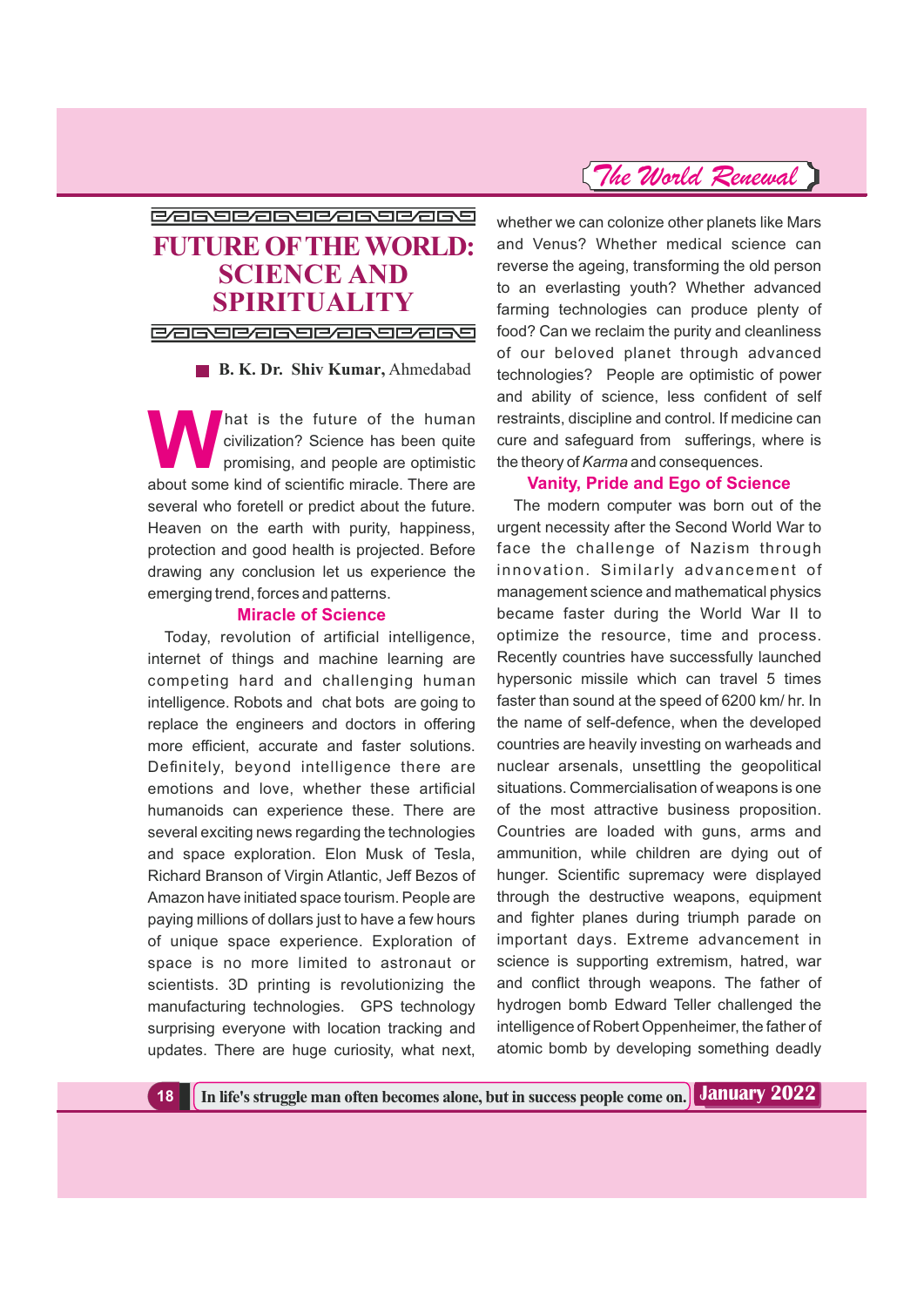# FUTURE OF THE WORLD: SCIENCE AND SPIRITUALITY

**B. K. Dr. Shiv Kumar,** Ahmedabad

What is the future of the human civilization? Science has been quite promising, and people are optimistic about some kind of scientific miracle. There are several who foretell or predict about the future. Heaven on the earth with purity, happiness, protection and good health is projected. Before drawing any conclusion let us experience the emerging trend, forces and patterns.

## Miracle of Science

Today, revolution of artificial intelligence, internet of things and machine learning are competing hard and challenging human intelligence. Robots and chat bots are going to replace the engineers and doctors in offering more efficient, accurate and faster solutions. Definitely, beyond intelligence there are emotions and love, whether these artificial humanoids can experience these. There are several exciting news regarding the technologies and space exploration. Elon Musk of Tesla, Richard Branson of Virgin Atlantic, Jeff Bezos of Amazon have initiated space tourism. People are paying millions of dollars just to have a few hours of unique space experience. Exploration of space is no more limited to astronaut or scientists. 3D printing is revolutionizing the manufacturing technologies. GPS technology surprising everyone with location tracking and updates. There are huge curiosity, what next, whether we can colonize other planets like Mars and Venus? Whether medical science can reverse the ageing, transforming the old person to an everlasting youth? Whether advanced farming technologies can produce plenty of food? Can we reclaim the purity and cleanliness of our beloved planet through advanced technologies? People are optimistic of power and ability of science, less confident of self restraints, discipline and control. If medicine can cure and safeguard from sufferings, where is the theory of *Karma* and consequences.

## Vanity, Pride and Ego of Science

The modern computer was born out of the urgent necessity after the Second World War to face the challenge of Nazism through innovation. Similarly advancement of management science and mathematical physics became faster during the World War II to optimize the resource, time and process. Recently countries have successfully launched hypersonic missile which can travel 5 times faster than sound at the speed of 6200 km/ hr. In the name of self-defence, when the developed countries are heavily investing on warheads and nuclear arsenals, unsettling the geopolitical situations. Commercialisation of weapons is one of the most attractive business proposition. Countries are loaded with guns, arms and ammunition, while children are dying out of hunger. Scientific supremacy were displayed through the destructive weapons, equipment and fighter planes during triumph parade on important days. Extreme advancement in science is supporting extremism, hatred, war and conflict through weapons. The father of hydrogen bomb Edward Teller challenged the intelligence of Robert Oppenheimer, the father of atomic bomb by developing something deadly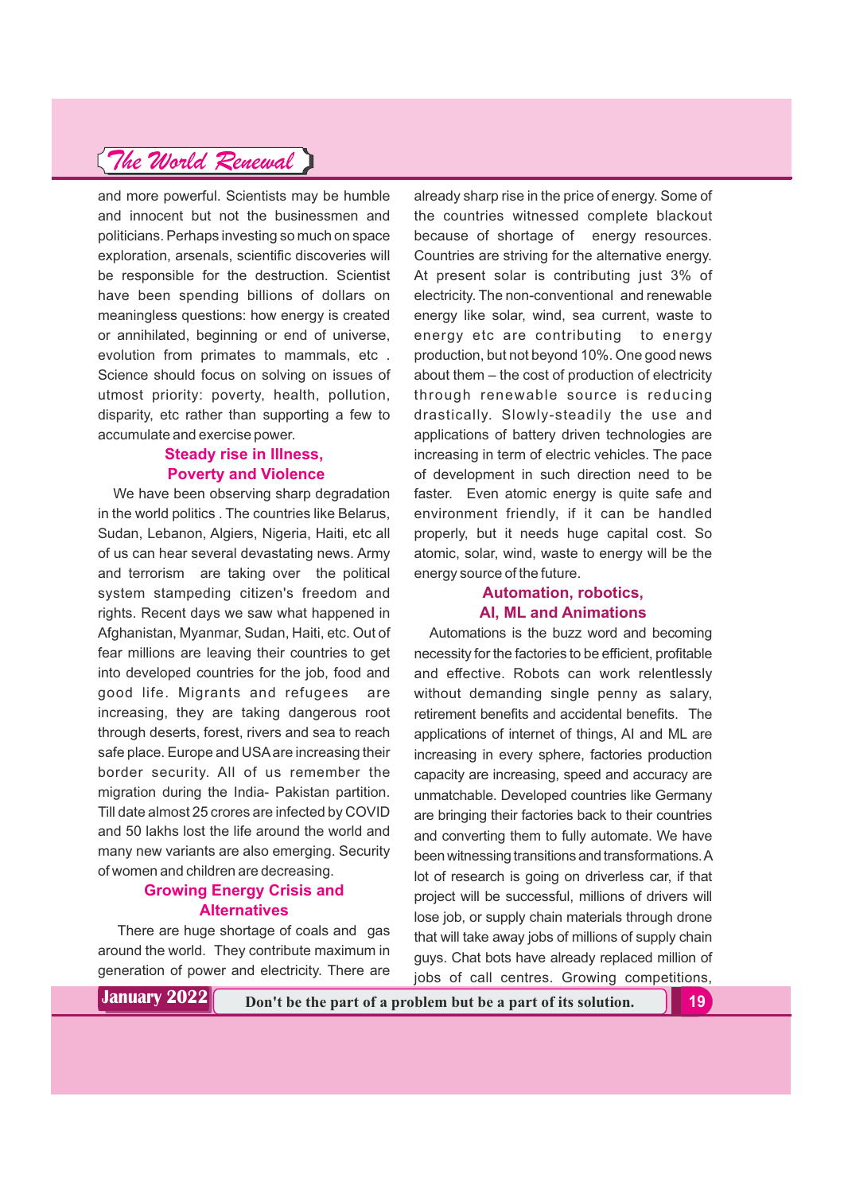and more powerful. Scientists may be humble and innocent but not the businessmen and politicians. Perhaps investing so much on space exploration, arsenals, scientific discoveries will be responsible for the destruction. Scientist have been spending billions of dollars on meaningless questions: how energy is created or annihilated, beginning or end of universe, evolution from primates to mammals, etc . Science should focus on solving on issues of utmost priority: poverty, health, pollution, disparity, etc rather than supporting a few to accumulate and exercise power.

### Steady rise in Illness, Poverty and Violence

We have been observing sharp degradation in the world politics . The countries like Belarus, Sudan, Lebanon, Algiers, Nigeria, Haiti, etc all of us can hear several devastating news. Army and terrorism are taking over the political system stampeding citizen's freedom and rights. Recent days we saw what happened in Afghanistan, Myanmar, Sudan, Haiti, etc. Out of fear millions are leaving their countries to get into developed countries for the job, food and good life. Migrants and refugees are increasing, they are taking dangerous root through deserts, forest, rivers and sea to reach safe place. Europe and USA are increasing their border security. All of us remember the migration during the India- Pakistan partition. Till date almost 25 crores are infected by COVID and 50 lakhs lost the life around the world and many new variants are also emerging. Security of women and children are decreasing.

### Growing Energy Crisis and Alternatives

There are huge shortage of coals and gas around the world. They contribute maximum in generation of power and electricity. There are already sharp rise in the price of energy. Some of the countries witnessed complete blackout because of shortage of energy resources. Countries are striving for the alternative energy. At present solar is contributing just 3% of electricity. The non-conventional and renewable energy like solar, wind, sea current, waste to energy etc are contributing to energy production, but not beyond 10%. One good news about them – the cost of production of electricity through renewable source is reducing drastically. Slowly-steadily the use and applications of battery driven technologies are increasing in term of electric vehicles. The pace of development in such direction need to be faster. Even atomic energy is quite safe and environment friendly, if it can be handled properly, but it needs huge capital cost. So atomic, solar, wind, waste to energy will be the energy source of the future.

### Automation, robotics, AI, ML and Animations

Automations is the buzz word and becoming necessity for the factories to be efficient, profitable and effective. Robots can work relentlessly without demanding single penny as salary, retirement benefits and accidental benefits. The applications of internet of things, AI and ML are increasing in every sphere, factories production capacity are increasing, speed and accuracy are unmatchable. Developed countries like Germany are bringing their factories back to their countries and converting them to fully automate. We have been witnessing transitions and transformations. A lot of research is going on driverless car, if that project will be successful, millions of drivers will lose job, or supply chain materials through drone that will take away jobs of millions of supply chain guys. Chat bots have already replaced million of jobs of call centres. Growing competitions,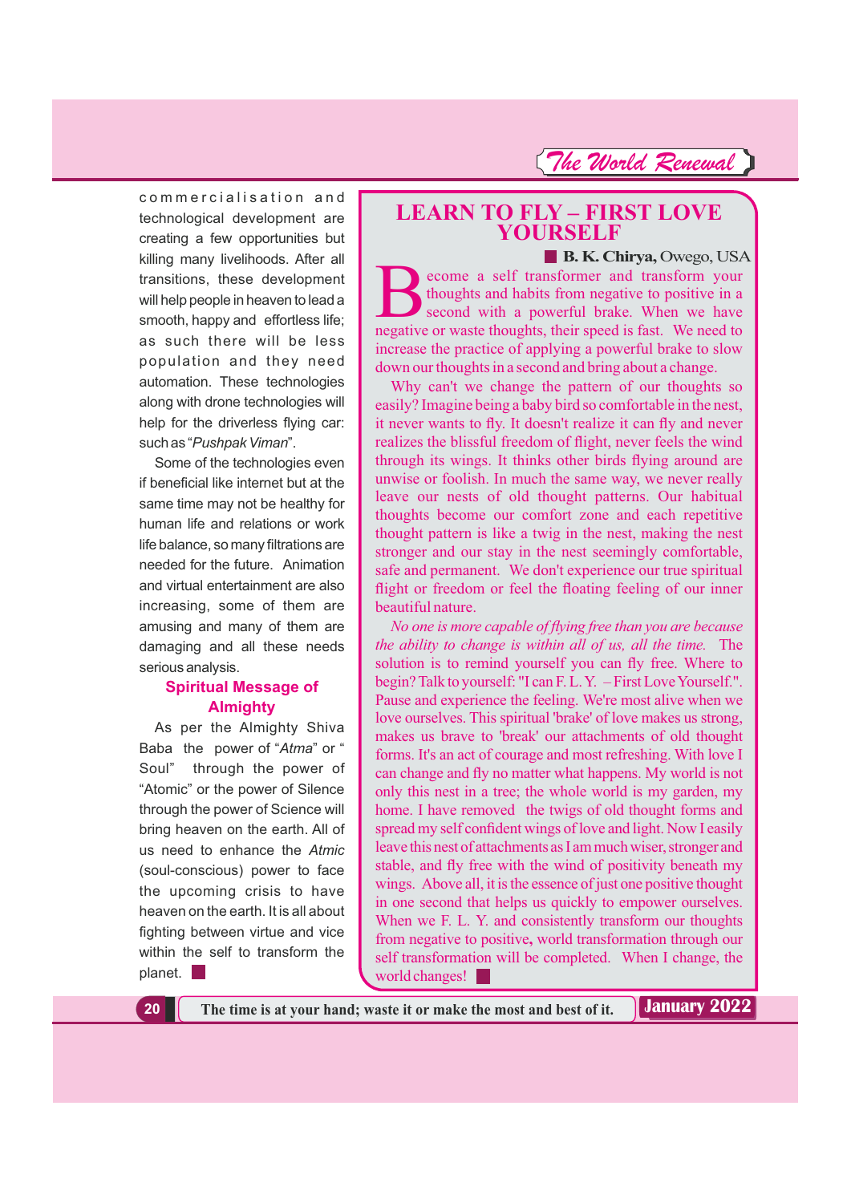commercialisation and technological development are creating a few opportunities but killing many livelihoods. After all transitions, these development will help people in heaven to lead a smooth, happy and effortless life; as such there will be less population and they need automation. These technologies along with drone technologies will help for the driverless flying car: such as "*Pushpak Viman*".

Some of the technologies even if beneficial like internet but at the same time may not be healthy for human life and relations or work life balance, so many filtrations are needed for the future. Animation and virtual entertainment are also increasing, some of them are amusing and many of them are damaging and all these needs serious analysis.

### Spiritual Message of Almighty

As per the Almighty Shiva Baba the power of "*Atma*" or " Soul" through the power of "Atomic" or the power of Silence through the power of Science will bring heaven on the earth. All of us need to enhance the *Atmic* (soul-conscious) power to face the upcoming crisis to have heaven on the earth. It is all about fighting between virtue and vice within the self to transform the planet.

## LEARN TO FLY – FIRST LOVE YOURSELF

**B. K. Chirya,** Owego, USA

Become a self transformer and transform your thoughts and habits from negative to positive in a second with a powerful brake. When we have negative or waste thoughts, their speed is fast. We need to increase the practice of applying a powerful brake to slow down our thoughts in a second and bring about a change.

Why can't we change the pattern of our thoughts so easily? Imagine being a baby bird so comfortable in the nest, it never wants to fly. It doesn't realize it can fly and never realizes the blissful freedom of flight, never feels the wind through its wings. It thinks other birds flying around are unwise or foolish. In much the same way, we never really leave our nests of old thought patterns. Our habitual thoughts become our comfort zone and each repetitive thought pattern is like a twig in the nest, making the nest stronger and our stay in the nest seemingly comfortable, safe and permanent. We don't experience our true spiritual flight or freedom or feel the floating feeling of our inner beautiful nature.

*No one is more capable of flying free than you are because the ability to change is within all of us, all the time.* The solution is to remind yourself you can fly free. Where to begin? Talk to yourself: "I can F. L. Y. – First Love Yourself.". Pause and experience the feeling. We're most alive when we love ourselves. This spiritual 'brake' of love makes us strong, makes us brave to 'break' our attachments of old thought forms. It's an act of courage and most refreshing. With love I can change and fly no matter what happens. My world is not only this nest in a tree; the whole world is my garden, my home. I have removed the twigs of old thought forms and spread my self confident wings of love and light. Now I easily leave this nest of attachments as I am much wiser, stronger and stable, and fly free with the wind of positivity beneath my wings. Above all, it is the essence of just one positive thought in one second that helps us quickly to empower ourselves. When we F. L. Y. and consistently transform our thoughts from negative to positive, world transformation through our self transformation will be completed. When I change, the world changes!

The time is at your hand; waste it or make the most and best of it.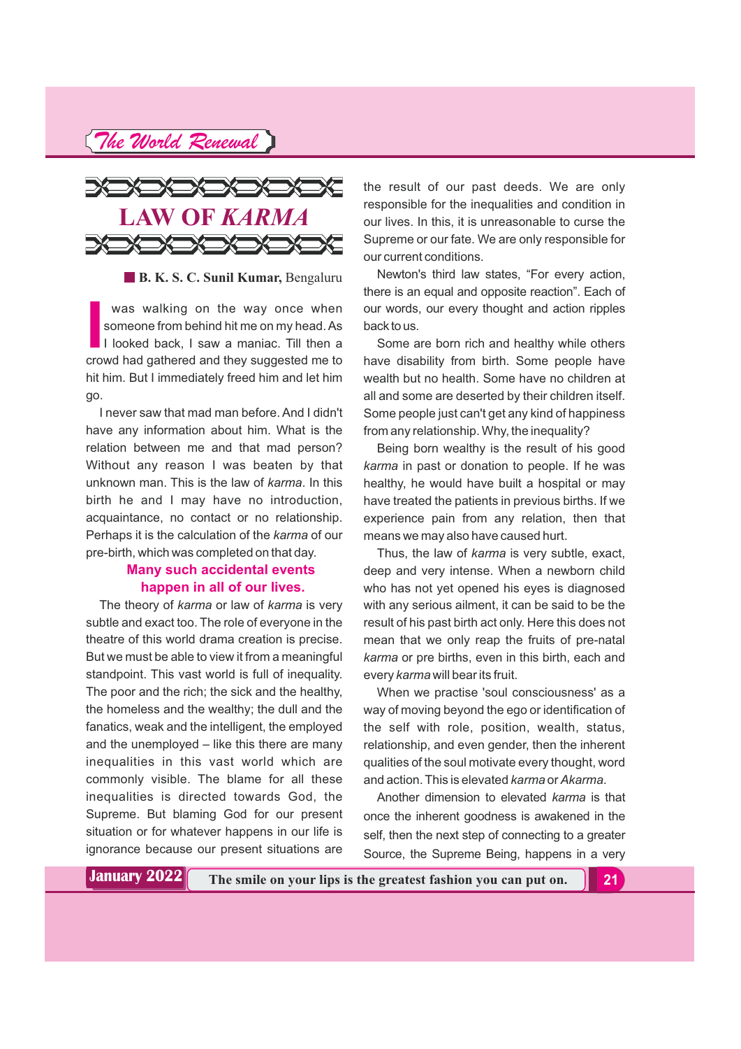# LAW OF *KARMA*

**B. K. S. C. Sunil Kumar,** Bengaluru

I was walking on the way once when someone from behind hit me on my head. As I looked back, I saw a maniac. Till then a crowd had gathered and they suggested me to hit him. But I immediately freed him and let him go.

I never saw that mad man before. And I didn't have any information about him. What is the relation between me and that mad person? Without any reason I was beaten by that unknown man. This is the law of *karma*. In this birth he and I may have no introduction, acquaintance, no contact or no relationship. Perhaps it is the calculation of the *karma* of our pre-birth, which was completed on that day.

**Many such accidental events happen in all of our lives.**

The theory of *karma* or law of *karma* is very subtle and exact too. The role of everyone in the theatre of this world drama creation is precise. But we must be able to view it from a meaningful standpoint. This vast world is full of inequality. The poor and the rich; the sick and the healthy, the homeless and the wealthy; the dull and the fanatics, weak and the intelligent, the employed and the unemployed – like this there are many inequalities in this vast world which are commonly visible. The blame for all these inequalities is directed towards God, the Supreme. But blaming God for our present situation or for whatever happens in our life is ignorance because our present situations are the result of our past deeds. We are only responsible for the inequalities and condition in our lives. In this, it is unreasonable to curse the Supreme or our fate. We are only responsible for our current conditions.

Newton's third law states, "For every action, there is an equal and opposite reaction". Each of our words, our every thought and action ripples back to us.

Some are born rich and healthy while others have disability from birth. Some people have wealth but no health. Some have no children at all and some are deserted by their children itself. Some people just can't get any kind of happiness from any relationship. Why, the inequality?

Being born wealthy is the result of his good *karma* in past or donation to people. If he was healthy, he would have built a hospital or may have treated the patients in previous births. If we experience pain from any relation, then that means we may also have caused hurt.

Thus, the law of *karma* is very subtle, exact, deep and very intense. When a newborn child who has not yet opened his eyes is diagnosed with any serious ailment, it can be said to be the result of his past birth act only. Here this does not mean that we only reap the fruits of pre-natal *karma* or pre births, even in this birth, each and every *karma* will bear its fruit.

When we practise 'soul consciousness' as a way of moving beyond the ego or identification of the self with role, position, wealth, status, relationship, and even gender, then the inherent qualities of the soul motivate every thought, word and action. This is elevated *karma* or *Akarma*.

Another dimension to elevated *karma* is that once the inherent goodness is awakened in the self, then the next step of connecting to a greater Source, the Supreme Being, happens in a very

The smile on your lips is the greatest fashion you can put on.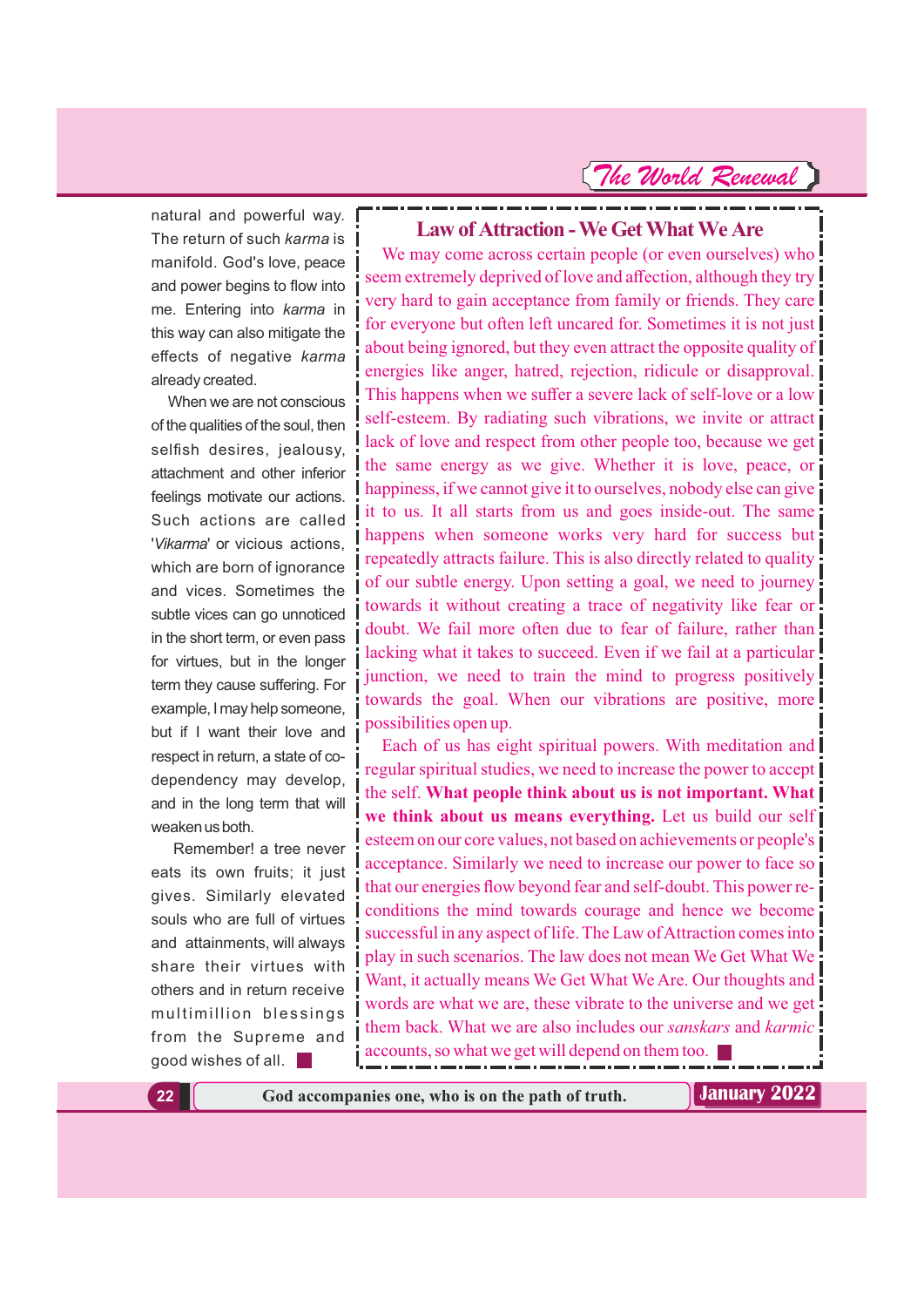natural and powerful way. The return of such *karma* is manifold. God's love, peace and power begins to flow into me. Entering into *karma* in this way can also mitigate the effects of negative *karma* already created.

When we are not conscious of the qualities of the soul, then selfish desires, jealousy, attachment and other inferior feelings motivate our actions. Such actions are called '*Vikarma*' or vicious actions, which are born of ignorance and vices. Sometimes the subtle vices can go unnoticed in the short term, or even pass for virtues, but in the longer term they cause suffering. For example, I may help someone, but if I want their love and respect in return, a state of co-dependency may develop, and in the long term that will weaken us both.

Remember! a tree never eats its own fruits; it just gives. Similarly elevated souls who are full of virtues and attainments, will always share their virtues with others and in return receive multimillion blessings from the Supreme and good wishes of all.

## Law of Attraction - We Get What We Are

We may come across certain people (or even ourselves) who seem extremely deprived of love and affection, although they try very hard to gain acceptance from family or friends. They care for everyone but often left uncared for. Sometimes it is not just about being ignored, but they even attract the opposite quality of energies like anger, hatred, rejection, ridicule or disapproval. This happens when we suffer a severe lack of self-love or a low self-esteem. By radiating such vibrations, we invite or attract lack of love and respect from other people too, because we get the same energy as we give. Whether it is love, peace, or happiness, if we cannot give it to ourselves, nobody else can give it to us. It all starts from us and goes inside-out. The same happens when someone works very hard for success but repeatedly attracts failure. This is also directly related to quality of our subtle energy. Upon setting a goal, we need to journey towards it without creating a trace of negativity like fear or doubt. We fail more often due to fear of failure, rather than lacking what it takes to succeed. Even if we fail at a particular junction, we need to train the mind to progress positively towards the goal. When our vibrations are positive, more possibilities open up.

Each of us has eight spiritual powers. With meditation and regular spiritual studies, we need to increase the power to accept the self. **What people think about us is not important. What we think about us means everything.** Let us build our self esteem on our core values, not based on achievements or people's acceptance. Similarly we need to increase our power to face so that our energies flow beyond fear and self-doubt. This power re-conditions the mind towards courage and hence we become successful in any aspect of life. The Law of Attraction comes into play in such scenarios. The law does not mean We Get What We Want, it actually means We Get What We Are. Our thoughts and words are what we are, these vibrate to the universe and we get them back. What we are also includes our *sanskars* and *karmic* accounts, so what we get will depend on them too.

God accompanies one, who is on the path of truth.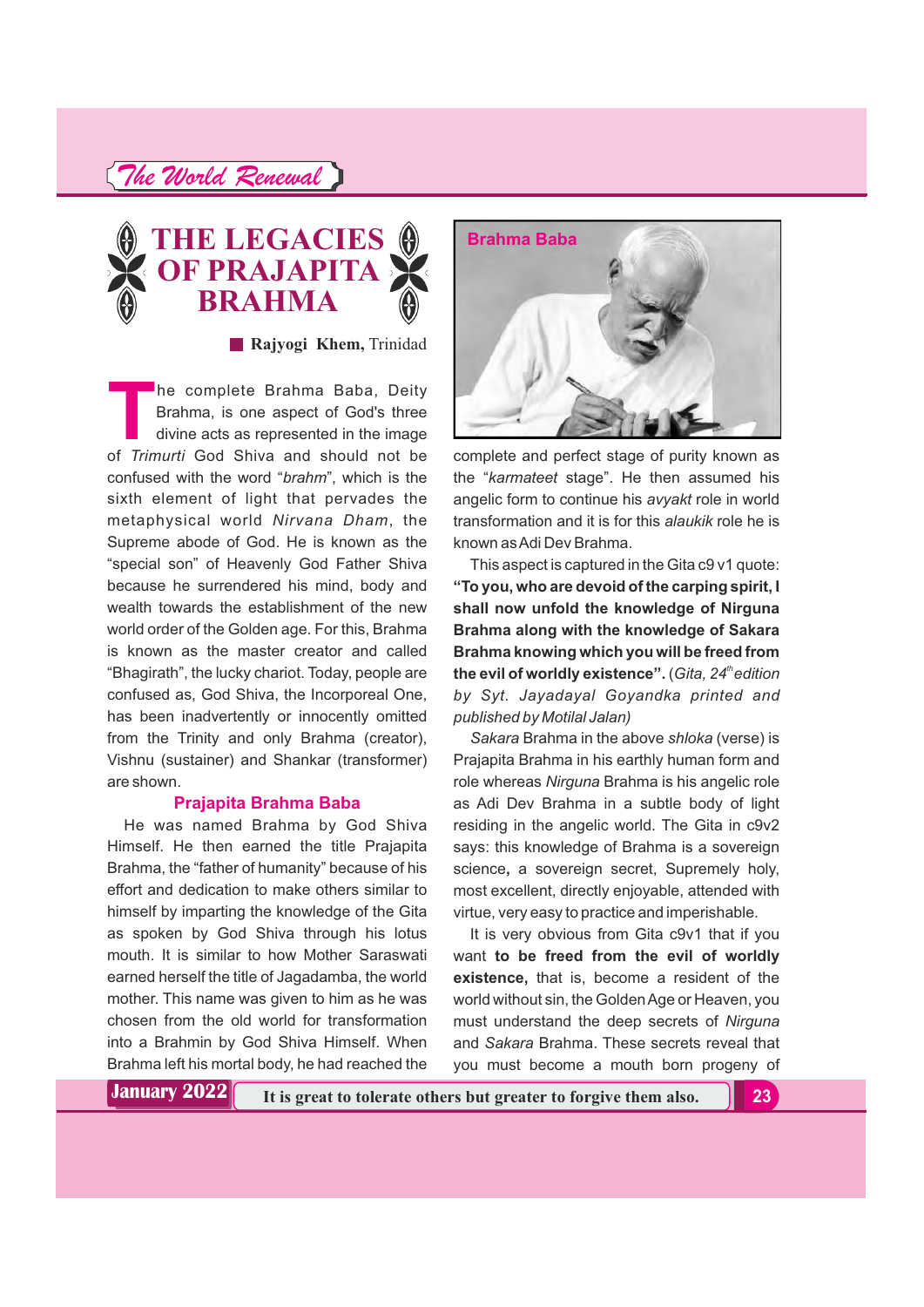# THE LEGACIES OF PRAJAPITA BRAHMA

■ **Rajyogi Khem,** Trinidad

The complete Brahma Baba, Deity Brahma, is one aspect of God's three divine acts as represented in the image of *Trimurti* God Shiva and should not be confused with the word "*brahm*", which is the sixth element of light that pervades the metaphysical world *Nirvana Dham*, the Supreme abode of God. He is known as the "special son" of Heavenly God Father Shiva because he surrendered his mind, body and wealth towards the establishment of the new world order of the Golden age. For this, Brahma is known as the master creator and called "Bhagirath", the lucky chariot. Today, people are confused as, God Shiva, the Incorporeal One, has been inadvertently or innocently omitted from the Trinity and only Brahma (creator), Vishnu (sustainer) and Shankar (transformer) are shown.

## Prajapita Brahma Baba

He was named Brahma by God Shiva Himself. He then earned the title Prajapita Brahma, the "father of humanity" because of his effort and dedication to make others similar to himself by imparting the knowledge of the Gita as spoken by God Shiva through his lotus mouth. It is similar to how Mother Saraswati earned herself the title of Jagadamba, the world mother. This name was given to him as he was chosen from the old world for transformation into a Brahmin by God Shiva Himself. When Brahma left his mortal body, he had reached the complete and perfect stage of purity known as the "*karmateet* stage". He then assumed his angelic form to continue his *avyakt* role in world transformation and it is for this *alaukik* role he is known as Adi Dev Brahma.

Brahma Baba

This aspect is captured in the Gita c9 v1 quote: **"To you, who are devoid of the carping spirit, I shall now unfold the knowledge of Nirguna Brahma along with the knowledge of Sakara Brahma knowing which you will be freed from the evil of worldly existence".** (*Gita, 24th edition by Syt. Jayadayal Goyandka printed and published by Motilal Jalan)*

*Sakara* Brahma in the above *shloka* (verse) is Prajapita Brahma in his earthly human form and role whereas *Nirguna* Brahma is his angelic role as Adi Dev Brahma in a subtle body of light residing in the angelic world. The Gita in c9v2 says: this knowledge of Brahma is a sovereign science**,** a sovereign secret, Supremely holy, most excellent, directly enjoyable, attended with virtue, very easy to practice and imperishable.

It is very obvious from Gita c9v1 that if you want **to be freed from the evil of worldly existence,** that is, become a resident of the world without sin, the Golden Age or Heaven, you must understand the deep secrets of *Nirguna* and *Sakara* Brahma. These secrets reveal that you must become a mouth born progeny of

It is great to tolerate others but greater to forgive them also.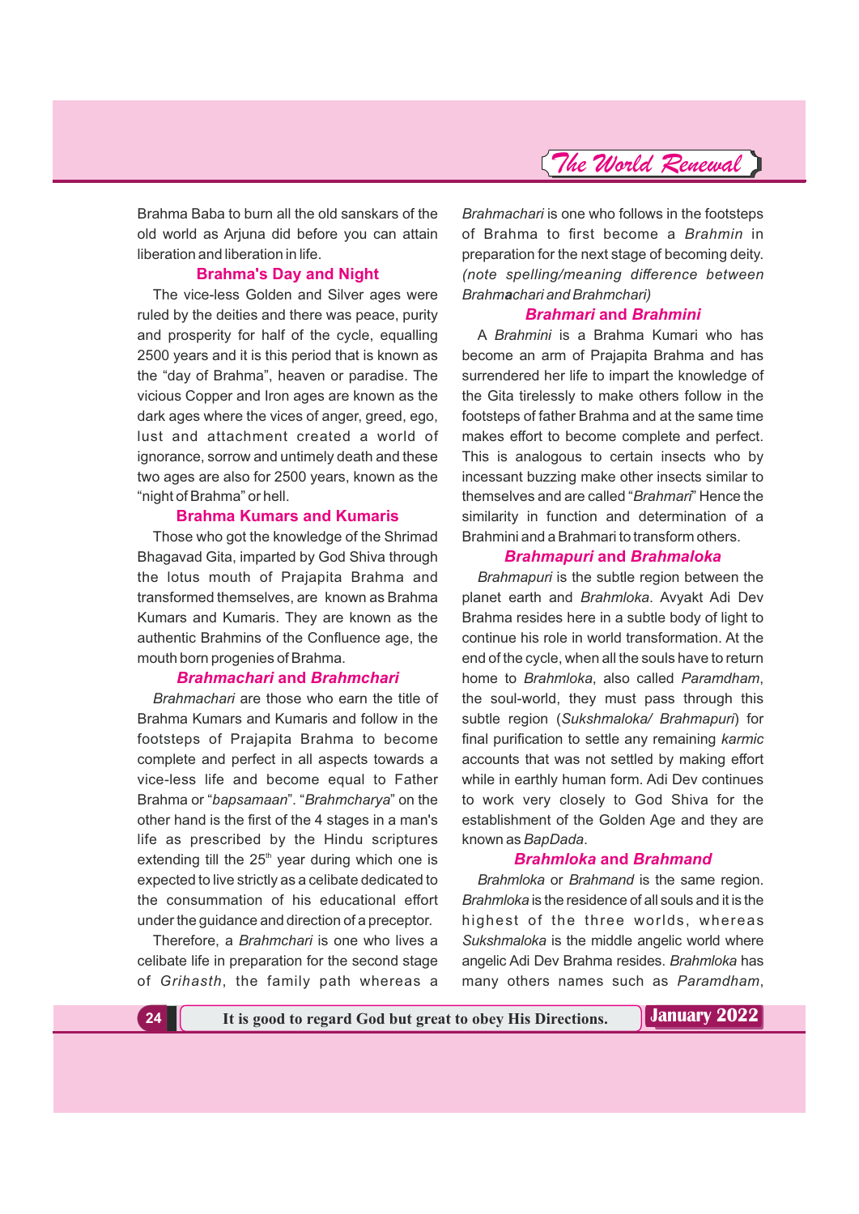Brahma Baba to burn all the old sanskars of the old world as Arjuna did before you can attain liberation and liberation in life.

## Brahma's Day and Night

The vice-less Golden and Silver ages were ruled by the deities and there was peace, purity and prosperity for half of the cycle, equalling 2500 years and it is this period that is known as the "day of Brahma", heaven or paradise. The vicious Copper and Iron ages are known as the dark ages where the vices of anger, greed, ego, lust and attachment created a world of ignorance, sorrow and untimely death and these two ages are also for 2500 years, known as the "night of Brahma" or hell.

## Brahma Kumars and Kumaris

Those who got the knowledge of the Shrimad Bhagavad Gita, imparted by God Shiva through the lotus mouth of Prajapita Brahma and transformed themselves, are known as Brahma Kumars and Kumaris. They are known as the authentic Brahmins of the Confluence age, the mouth born progenies of Brahma.

## *Brahmachari* and *Brahmchari*

*Brahmachari* are those who earn the title of Brahma Kumars and Kumaris and follow in the footsteps of Prajapita Brahma to become complete and perfect in all aspects towards a vice-less life and become equal to Father Brahma or "*bapsamaan*". "*Brahmcharya*" on the other hand is the first of the 4 stages in a man's life as prescribed by the Hindu scriptures extending till the 25th year during which one is expected to live strictly as a celibate dedicated to the consummation of his educational effort under the guidance and direction of a preceptor.

Therefore, a *Brahmchari* is one who lives a celibate life in preparation for the second stage of *Grihasth*, the family path whereas a *Brahmachari* is one who follows in the footsteps of Brahma to first become a *Brahmin* in preparation for the next stage of becoming deity. *(note spelling/meaning difference between Brahm**a**chari and Brahmchari)*

## *Brahmari* and *Brahmini*

A *Brahmini* is a Brahma Kumari who has become an arm of Prajapita Brahma and has surrendered her life to impart the knowledge of the Gita tirelessly to make others follow in the footsteps of father Brahma and at the same time makes effort to become complete and perfect. This is analogous to certain insects who by incessant buzzing make other insects similar to themselves and are called "*Brahmari*" Hence the similarity in function and determination of a Brahmini and a Brahmari to transform others.

## *Brahmapuri* and *Brahmaloka*

*Brahmapuri* is the subtle region between the planet earth and *Brahmloka*. Avyakt Adi Dev Brahma resides here in a subtle body of light to continue his role in world transformation. At the end of the cycle, when all the souls have to return home to *Brahmloka*, also called *Paramdham*, the soul-world, they must pass through this subtle region (*Sukshmaloka/ Brahmapuri*) for final purification to settle any remaining *karmic* accounts that was not settled by making effort while in earthly human form. Adi Dev continues to work very closely to God Shiva for the establishment of the Golden Age and they are known as *BapDada*.

## *Brahmloka* and *Brahmand*

*Brahmloka* or *Brahmand* is the same region. *Brahmloka* is the residence of all souls and it is the highest of the three worlds, whereas *Sukshmaloka* is the middle angelic world where angelic Adi Dev Brahma resides. *Brahmloka* has many others names such as *Paramdham*,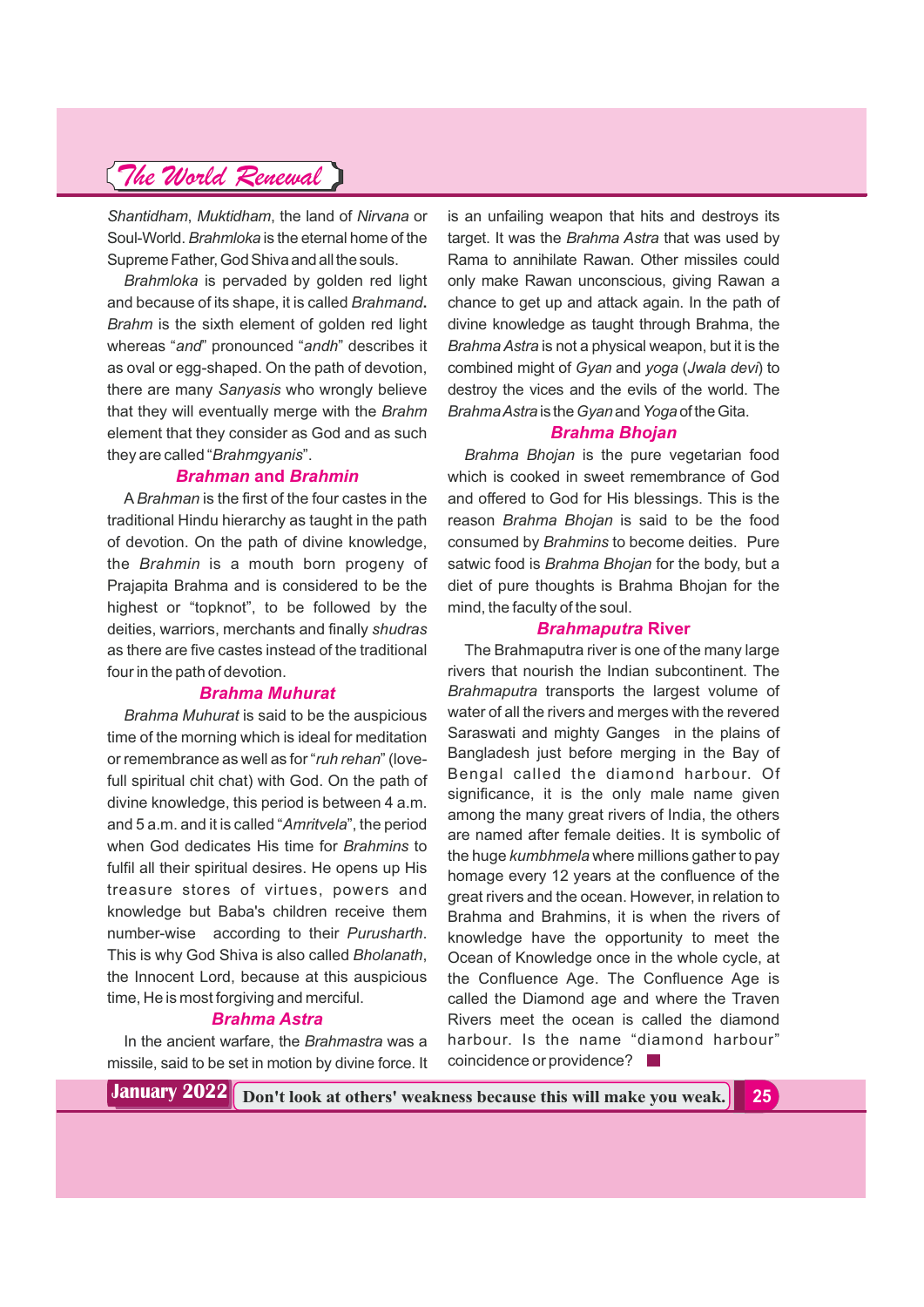*Shantidham*, *Muktidham*, the land of *Nirvana* or Soul-World. *Brahmloka* is the eternal home of the Supreme Father, God Shiva and all the souls.

*Brahmloka* is pervaded by golden red light and because of its shape, it is called *Brahmand***.** *Brahm* is the sixth element of golden red light whereas "*and*" pronounced "*andh*" describes it as oval or egg-shaped. On the path of devotion, there are many *Sanyasis* who wrongly believe that they will eventually merge with the *Brahm* element that they consider as God and as such they are called "*Brahmgyanis*".

## *Brahman* and *Brahmin*

A *Brahman* is the first of the four castes in the traditional Hindu hierarchy as taught in the path of devotion. On the path of divine knowledge, the *Brahmin* is a mouth born progeny of Prajapita Brahma and is considered to be the highest or "topknot", to be followed by the deities, warriors, merchants and finally *shudras* as there are five castes instead of the traditional four in the path of devotion.

## *Brahma Muhurat*

*Brahma Muhurat* is said to be the auspicious time of the morning which is ideal for meditation or remembrance as well as for "*ruh rehan*" (love-full spiritual chit chat) with God. On the path of divine knowledge, this period is between 4 a.m. and 5 a.m. and it is called "*Amritvela*", the period when God dedicates His time for *Brahmins* to fulfil all their spiritual desires. He opens up His treasure stores of virtues, powers and knowledge but Baba's children receive them number-wise according to their *Purusharth*. This is why God Shiva is also called *Bholanath*, the Innocent Lord, because at this auspicious time, He is most forgiving and merciful.

## *Brahma Astra*

In the ancient warfare, the *Brahmastra* was a missile, said to be set in motion by divine force. It is an unfailing weapon that hits and destroys its target. It was the *Brahma Astra* that was used by Rama to annihilate Rawan. Other missiles could only make Rawan unconscious, giving Rawan a chance to get up and attack again. In the path of divine knowledge as taught through Brahma, the *Brahma Astra* is not a physical weapon, but it is the combined might of *Gyan* and *yoga* (*Jwala devi*) to destroy the vices and the evils of the world. The *Brahma Astra* is the *Gyan* and *Yoga* of the Gita.

## *Brahma Bhojan*

*Brahma Bhojan* is the pure vegetarian food which is cooked in sweet remembrance of God and offered to God for His blessings. This is the reason *Brahma Bhojan* is said to be the food consumed by *Brahmins* to become deities. Pure satwic food is *Brahma Bhojan* for the body, but a diet of pure thoughts is Brahma Bhojan for the mind, the faculty of the soul.

## *Brahmaputra* River

The Brahmaputra river is one of the many large rivers that nourish the Indian subcontinent. The *Brahmaputra* transports the largest volume of water of all the rivers and merges with the revered Saraswati and mighty Ganges in the plains of Bangladesh just before merging in the Bay of Bengal called the diamond harbour. Of significance, it is the only male name given among the many great rivers of India, the others are named after female deities. It is symbolic of the huge *kumbhmela* where millions gather to pay homage every 12 years at the confluence of the great rivers and the ocean. However, in relation to Brahma and Brahmins, it is when the rivers of knowledge have the opportunity to meet the Ocean of Knowledge once in the whole cycle, at the Confluence Age. The Confluence Age is called the Diamond age and where the Traven Rivers meet the ocean is called the diamond harbour. Is the name "diamond harbour" coincidence or providence? ■

Don't look at others' weakness because this will make you weak.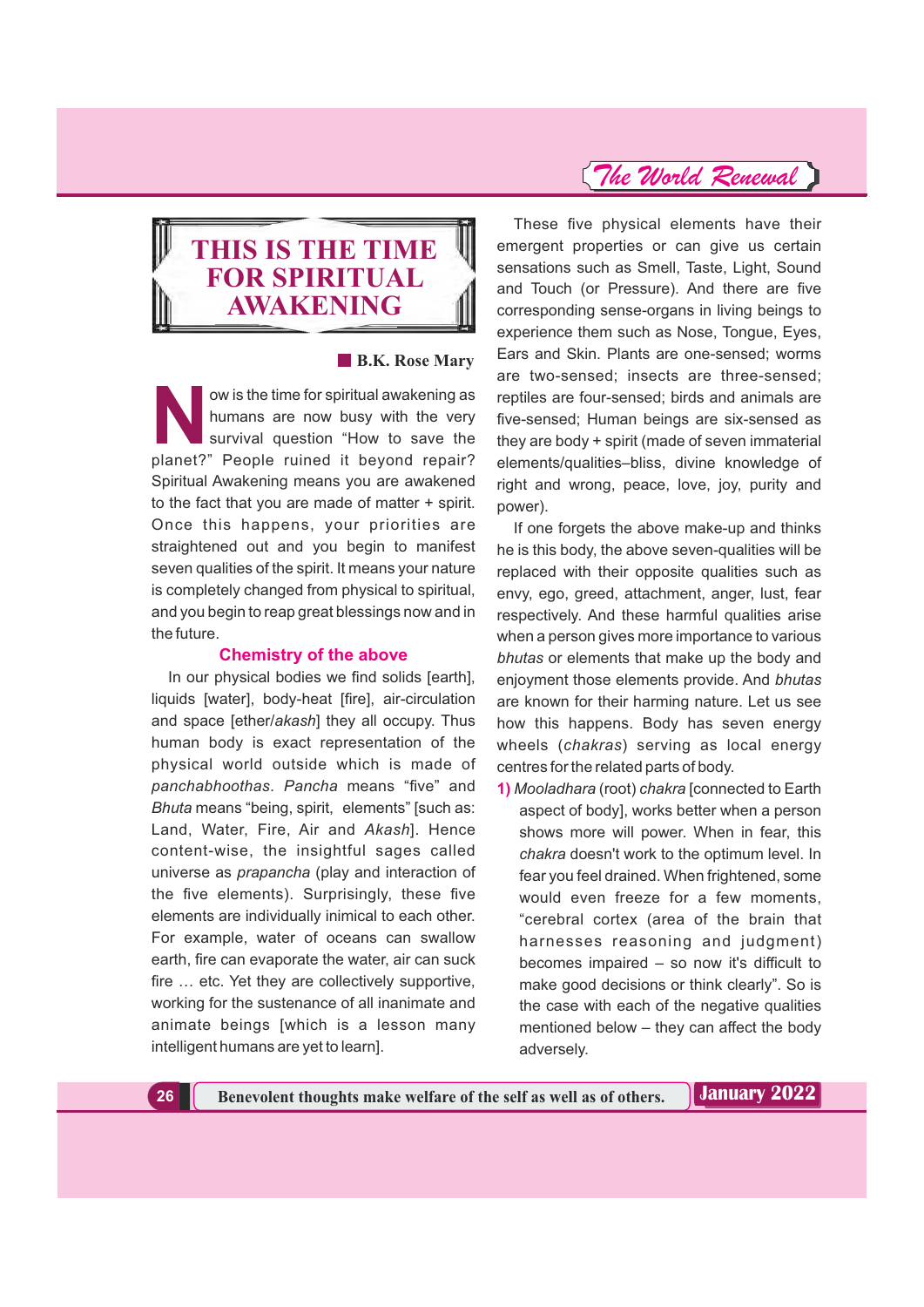# THIS IS THE TIME FOR SPIRITUAL AWAKENING

**B.K. Rose Mary**

Now is the time for spiritual awakening as humans are now busy with the very survival question "How to save the planet?" People ruined it beyond repair? Spiritual Awakening means you are awakened to the fact that you are made of matter + spirit. Once this happens, your priorities are straightened out and you begin to manifest seven qualities of the spirit. It means your nature is completely changed from physical to spiritual, and you begin to reap great blessings now and in the future.

## Chemistry of the above

In our physical bodies we find solids [earth], liquids [water], body-heat [fire], air-circulation and space [ether/*akash*] they all occupy. Thus human body is exact representation of the physical world outside which is made of *panchabhoothas*. *Pancha* means "five" and *Bhuta* means "being, spirit, elements" [such as: Land, Water, Fire, Air and *Akash*]. Hence content-wise, the insightful sages called universe as *prapancha* (play and interaction of the five elements). Surprisingly, these five elements are individually inimical to each other. For example, water of oceans can swallow earth, fire can evaporate the water, air can suck fire … etc. Yet they are collectively supportive, working for the sustenance of all inanimate and animate beings [which is a lesson many intelligent humans are yet to learn].

These five physical elements have their emergent properties or can give us certain sensations such as Smell, Taste, Light, Sound and Touch (or Pressure). And there are five corresponding sense-organs in living beings to experience them such as Nose, Tongue, Eyes, Ears and Skin. Plants are one-sensed; worms are two-sensed; insects are three-sensed; reptiles are four-sensed; birds and animals are five-sensed; Human beings are six-sensed as they are body + spirit (made of seven immaterial elements/qualities–bliss, divine knowledge of right and wrong, peace, love, joy, purity and power).

If one forgets the above make-up and thinks he is this body, the above seven-qualities will be replaced with their opposite qualities such as envy, ego, greed, attachment, anger, lust, fear respectively. And these harmful qualities arise when a person gives more importance to various *bhutas* or elements that make up the body and enjoyment those elements provide. And *bhutas* are known for their harming nature. Let us see how this happens. Body has seven energy wheels (*chakras*) serving as local energy centres for the related parts of body.

1) *Mooladhara* (root) *chakra* [connected to Earth aspect of body], works better when a person shows more will power. When in fear, this *chakra* doesn't work to the optimum level. In fear you feel drained. When frightened, some would even freeze for a few moments, "cerebral cortex (area of the brain that harnesses reasoning and judgment) becomes impaired – so now it's difficult to make good decisions or think clearly". So is the case with each of the negative qualities mentioned below – they can affect the body adversely.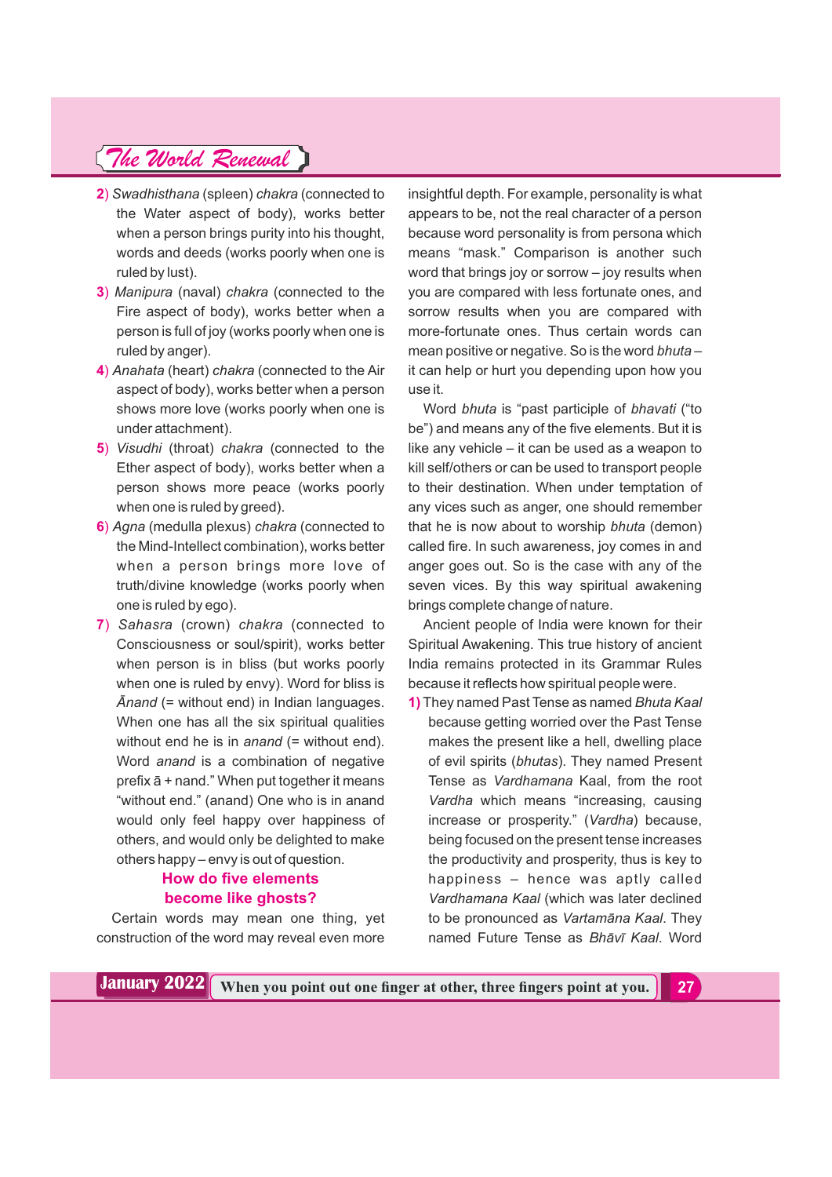2) *Swadhisthana* (spleen) *chakra* (connected to the Water aspect of body), works better when a person brings purity into his thought, words and deeds (works poorly when one is ruled by lust).

3) *Manipura* (naval) *chakra* (connected to the Fire aspect of body), works better when a person is full of joy (works poorly when one is ruled by anger).

4) *Anahata* (heart) *chakra* (connected to the Air aspect of body), works better when a person shows more love (works poorly when one is under attachment).

5) *Visudhi* (throat) *chakra* (connected to the Ether aspect of body), works better when a person shows more peace (works poorly when one is ruled by greed).

6) *Agna* (medulla plexus) *chakra* (connected to the Mind-Intellect combination), works better when a person brings more love of truth/divine knowledge (works poorly when one is ruled by ego).

7) *Sahasra* (crown) *chakra* (connected to Consciousness or soul/spirit), works better when person is in bliss (but works poorly when one is ruled by envy). Word for bliss is *Ānand* (= without end) in Indian languages. When one has all the six spiritual qualities without end he is in *anand* (= without end). Word *anand* is a combination of negative prefix ā + nand." When put together it means "without end." (anand) One who is in anand would only feel happy over happiness of others, and would only be delighted to make others happy – envy is out of question.

## How do five elements become like ghosts?

Certain words may mean one thing, yet construction of the word may reveal even more insightful depth. For example, personality is what appears to be, not the real character of a person because word personality is from persona which means "mask." Comparison is another such word that brings joy or sorrow – joy results when you are compared with less fortunate ones, and sorrow results when you are compared with more-fortunate ones. Thus certain words can mean positive or negative. So is the word *bhuta* – it can help or hurt you depending upon how you use it.

Word *bhuta* is "past participle of *bhavati* ("to be") and means any of the five elements. But it is like any vehicle – it can be used as a weapon to kill self/others or can be used to transport people to their destination. When under temptation of any vices such as anger, one should remember that he is now about to worship *bhuta* (demon) called fire. In such awareness, joy comes in and anger goes out. So is the case with any of the seven vices. By this way spiritual awakening brings complete change of nature.

Ancient people of India were known for their Spiritual Awakening. This true history of ancient India remains protected in its Grammar Rules because it reflects how spiritual people were.

1) They named Past Tense as named *Bhuta Kaal* because getting worried over the Past Tense makes the present like a hell, dwelling place of evil spirits (*bhutas*). They named Present Tense as *Vardhamana* Kaal, from the root *Vardha* which means "increasing, causing increase or prosperity." (*Vardha*) because, being focused on the present tense increases the productivity and prosperity, thus is key to happiness – hence was aptly called *Vardhamana Kaal* (which was later declined to be pronounced as *Vartamāna Kaal*. They named Future Tense as *Bhāvī Kaal*. Word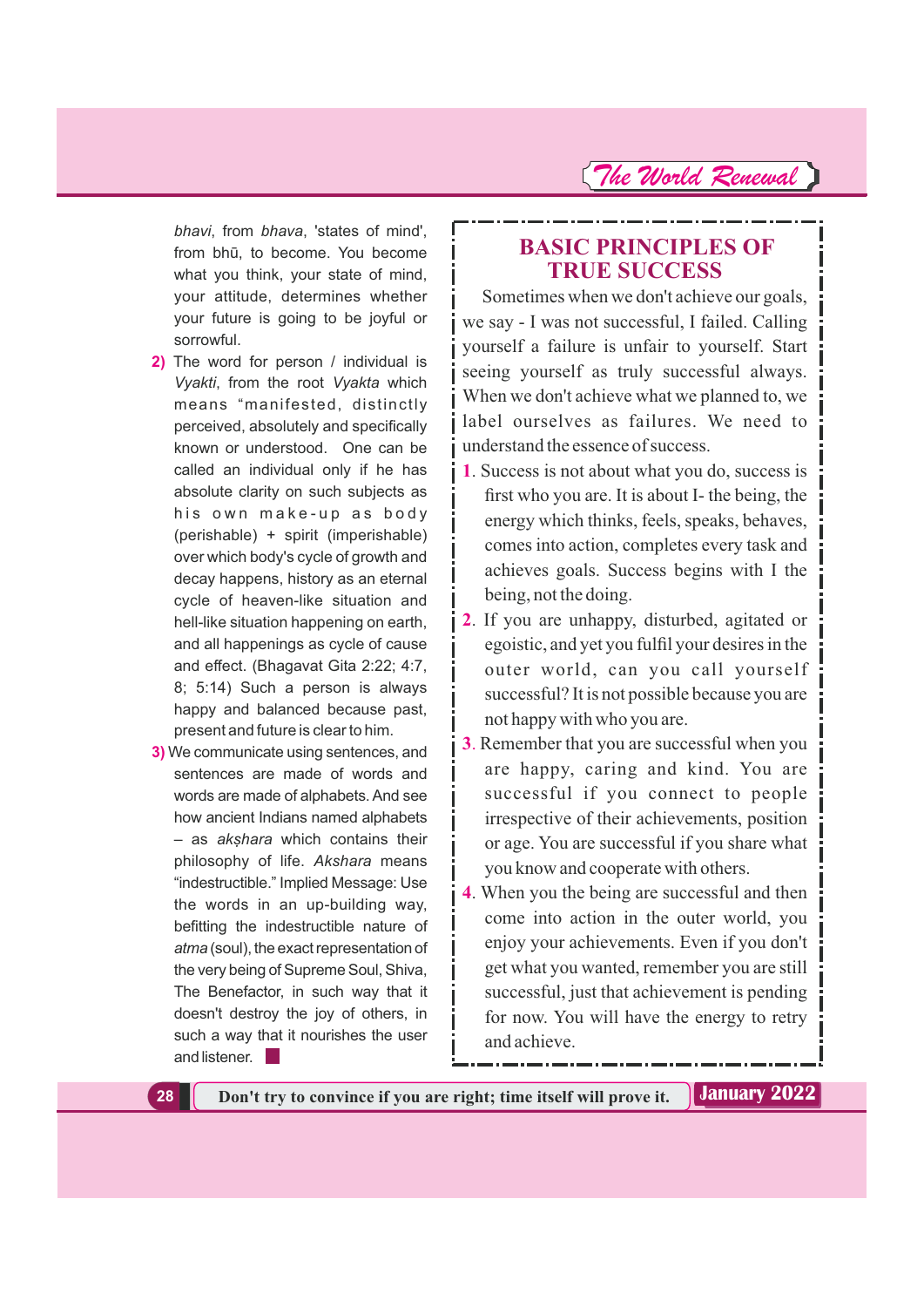*bhavi*, from *bhava*, 'states of mind', from bhū, to become. You become what you think, your state of mind, your attitude, determines whether your future is going to be joyful or sorrowful.

**2)** The word for person / individual is *Vyakti*, from the root *Vyakta* which means "manifested, distinctly perceived, absolutely and specifically known or understood. One can be called an individual only if he has absolute clarity on such subjects as his own make-up as body (perishable) + spirit (imperishable) over which body's cycle of growth and decay happens, history as an eternal cycle of heaven-like situation and hell-like situation happening on earth, and all happenings as cycle of cause and effect. (Bhagavat Gita 2:22; 4:7, 8; 5:14) Such a person is always happy and balanced because past, present and future is clear to him.

**3)** We communicate using sentences, and sentences are made of words and words are made of alphabets. And see how ancient Indians named alphabets – as *akṣhara* which contains their philosophy of life. *Akshara* means "indestructible." Implied Message: Use the words in an up-building way, befitting the indestructible nature of *atma* (soul), the exact representation of the very being of Supreme Soul, Shiva, The Benefactor, in such way that it doesn't destroy the joy of others, in such a way that it nourishes the user and listener. ■

## BASIC PRINCIPLES OF TRUE SUCCESS

Sometimes when we don't achieve our goals, we say - I was not successful, I failed. Calling yourself a failure is unfair to yourself. Start seeing yourself as truly successful always. When we don't achieve what we planned to, we label ourselves as failures. We need to understand the essence of success.

1. Success is not about what you do, success is first who you are. It is about I- the being, the energy which thinks, feels, speaks, behaves, comes into action, completes every task and achieves goals. Success begins with I the being, not the doing.
2. If you are unhappy, disturbed, agitated or egoistic, and yet you fulfil your desires in the outer world, can you call yourself successful? It is not possible because you are not happy with who you are.
3. Remember that you are successful when you are happy, caring and kind. You are successful if you connect to people irrespective of their achievements, position or age. You are successful if you share what you know and cooperate with others.
4. When you the being are successful and then come into action in the outer world, you enjoy your achievements. Even if you don't get what you wanted, remember you are still successful, just that achievement is pending for now. You will have the energy to retry and achieve.

Don't try to convince if you are right; time itself will prove it.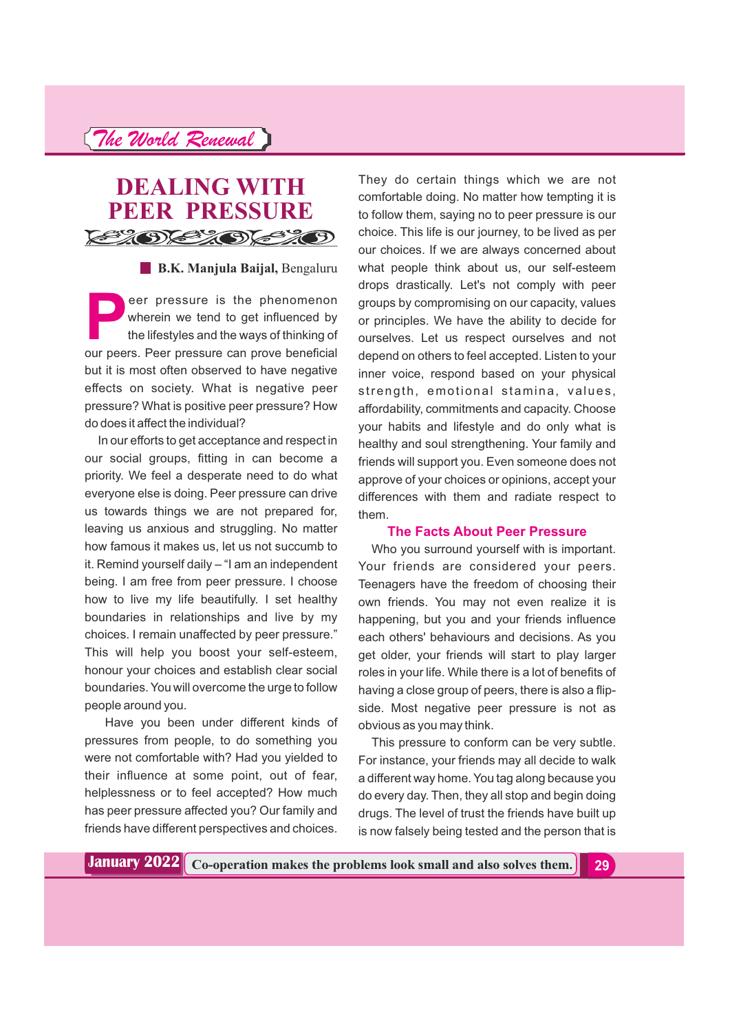# DEALING WITH PEER PRESSURE

**B.K. Manjula Baijal,** Bengaluru

Peer pressure is the phenomenon wherein we tend to get influenced by the lifestyles and the ways of thinking of our peers. Peer pressure can prove beneficial but it is most often observed to have negative effects on society. What is negative peer pressure? What is positive peer pressure? How do does it affect the individual?

In our efforts to get acceptance and respect in our social groups, fitting in can become a priority. We feel a desperate need to do what everyone else is doing. Peer pressure can drive us towards things we are not prepared for, leaving us anxious and struggling. No matter how famous it makes us, let us not succumb to it. Remind yourself daily – "I am an independent being. I am free from peer pressure. I choose how to live my life beautifully. I set healthy boundaries in relationships and live by my choices. I remain unaffected by peer pressure." This will help you boost your self-esteem, honour your choices and establish clear social boundaries. You will overcome the urge to follow people around you.

Have you been under different kinds of pressures from people, to do something you were not comfortable with? Had you yielded to their influence at some point, out of fear, helplessness or to feel accepted? How much has peer pressure affected you? Our family and friends have different perspectives and choices. They do certain things which we are not comfortable doing. No matter how tempting it is to follow them, saying no to peer pressure is our choice. This life is our journey, to be lived as per our choices. If we are always concerned about what people think about us, our self-esteem drops drastically. Let's not comply with peer groups by compromising on our capacity, values or principles. We have the ability to decide for ourselves. Let us respect ourselves and not depend on others to feel accepted. Listen to your inner voice, respond based on your physical strength, emotional stamina, values, affordability, commitments and capacity. Choose your habits and lifestyle and do only what is healthy and soul strengthening. Your family and friends will support you. Even someone does not approve of your choices or opinions, accept your differences with them and radiate respect to them.

## The Facts About Peer Pressure

Who you surround yourself with is important. Your friends are considered your peers. Teenagers have the freedom of choosing their own friends. You may not even realize it is happening, but you and your friends influence each others' behaviours and decisions. As you get older, your friends will start to play larger roles in your life. While there is a lot of benefits of having a close group of peers, there is also a flip-side. Most negative peer pressure is not as obvious as you may think.

This pressure to conform can be very subtle. For instance, your friends may all decide to walk a different way home. You tag along because you do every day. Then, they all stop and begin doing drugs. The level of trust the friends have built up is now falsely being tested and the person that is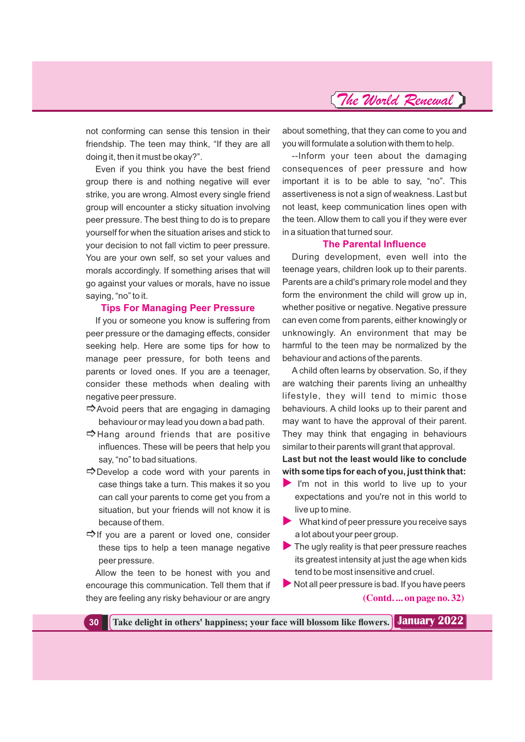not conforming can sense this tension in their friendship. The teen may think, "If they are all doing it, then it must be okay?".

Even if you think you have the best friend group there is and nothing negative will ever strike, you are wrong. Almost every single friend group will encounter a sticky situation involving peer pressure. The best thing to do is to prepare yourself for when the situation arises and stick to your decision to not fall victim to peer pressure. You are your own self, so set your values and morals accordingly. If something arises that will go against your values or morals, have no issue saying, "no" to it.

### Tips For Managing Peer Pressure

If you or someone you know is suffering from peer pressure or the damaging effects, consider seeking help. Here are some tips for how to manage peer pressure, for both teens and parents or loved ones. If you are a teenager, consider these methods when dealing with negative peer pressure.

- ⇨Avoid peers that are engaging in damaging behaviour or may lead you down a bad path.
- ⇨Hang around friends that are positive influences. These will be peers that help you say, "no" to bad situations.
- ⇨Develop a code word with your parents in case things take a turn. This makes it so you can call your parents to come get you from a situation, but your friends will not know it is because of them.
- ⇨If you are a parent or loved one, consider these tips to help a teen manage negative peer pressure.

Allow the teen to be honest with you and encourage this communication. Tell them that if they are feeling any risky behaviour or are angry about something, that they can come to you and you will formulate a solution with them to help.

--Inform your teen about the damaging consequences of peer pressure and how important it is to be able to say, "no". This assertiveness is not a sign of weakness. Last but not least, keep communication lines open with the teen. Allow them to call you if they were ever in a situation that turned sour.

### The Parental Influence

During development, even well into the teenage years, children look up to their parents. Parents are a child's primary role model and they form the environment the child will grow up in, whether positive or negative. Negative pressure can even come from parents, either knowingly or unknowingly. An environment that may be harmful to the teen may be normalized by the behaviour and actions of the parents.

A child often learns by observation. So, if they are watching their parents living an unhealthy lifestyle, they will tend to mimic those behaviours. A child looks up to their parent and may want to have the approval of their parent. They may think that engaging in behaviours similar to their parents will grant that approval.

**Last but not the least would like to conclude with some tips for each of you, just think that:**

- I'm not in this world to live up to your expectations and you're not in this world to live up to mine.
- What kind of peer pressure you receive says a lot about your peer group.
- The ugly reality is that peer pressure reaches its greatest intensity at just the age when kids tend to be most insensitive and cruel.
- Not all peer pressure is bad. If you have peers

**(Contd. ... on page no. 32)**

Take delight in others' happiness; your face will blossom like flowers.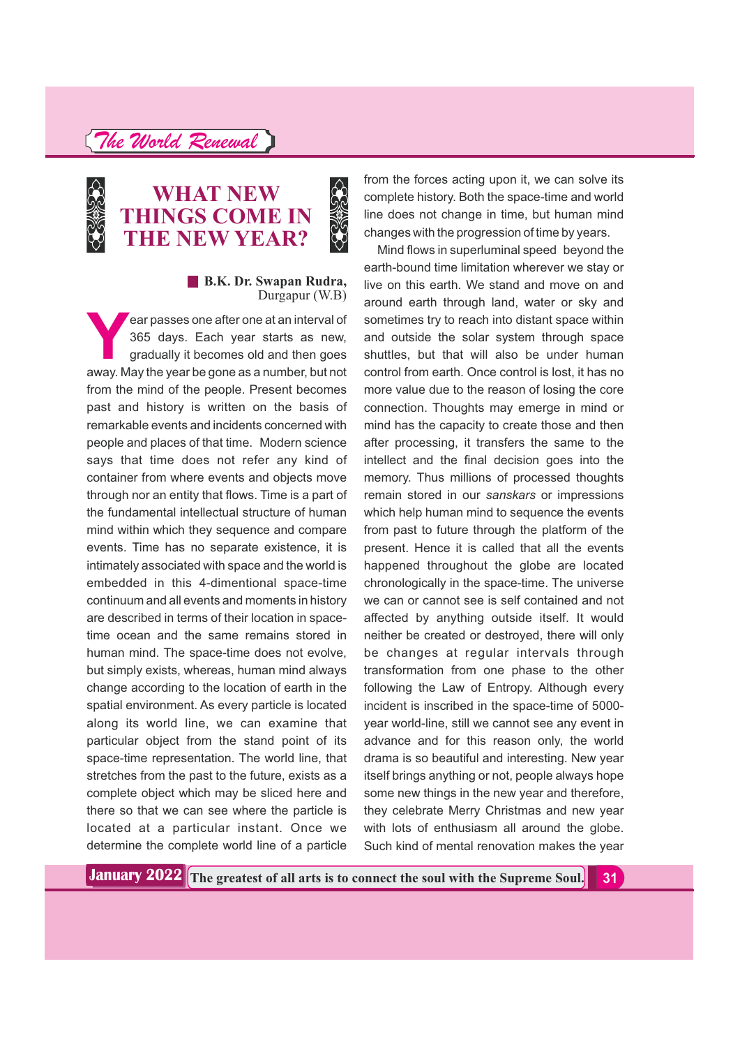# WHAT NEW THINGS COME IN THE NEW YEAR?

**B.K. Dr. Swapan Rudra,**
Durgapur (W.B)

Year passes one after one at an interval of 365 days. Each year starts as new, gradually it becomes old and then goes away. May the year be gone as a number, but not from the mind of the people. Present becomes past and history is written on the basis of remarkable events and incidents concerned with people and places of that time. Modern science says that time does not refer any kind of container from where events and objects move through nor an entity that flows. Time is a part of the fundamental intellectual structure of human mind within which they sequence and compare events. Time has no separate existence, it is intimately associated with space and the world is embedded in this 4-dimentional space-time continuum and all events and moments in history are described in terms of their location in space-time ocean and the same remains stored in human mind. The space-time does not evolve, but simply exists, whereas, human mind always change according to the location of earth in the spatial environment. As every particle is located along its world line, we can examine that particular object from the stand point of its space-time representation. The world line, that stretches from the past to the future, exists as a complete object which may be sliced here and there so that we can see where the particle is located at a particular instant. Once we determine the complete world line of a particle from the forces acting upon it, we can solve its complete history. Both the space-time and world line does not change in time, but human mind changes with the progression of time by years.

Mind flows in superluminal speed beyond the earth-bound time limitation wherever we stay or live on this earth. We stand and move on and around earth through land, water or sky and sometimes try to reach into distant space within and outside the solar system through space shuttles, but that will also be under human control from earth. Once control is lost, it has no more value due to the reason of losing the core connection. Thoughts may emerge in mind or mind has the capacity to create those and then after processing, it transfers the same to the intellect and the final decision goes into the memory. Thus millions of processed thoughts remain stored in our *sanskars* or impressions which help human mind to sequence the events from past to future through the platform of the present. Hence it is called that all the events happened throughout the globe are located chronologically in the space-time. The universe we can or cannot see is self contained and not affected by anything outside itself. It would neither be created or destroyed, there will only be changes at regular intervals through transformation from one phase to the other following the Law of Entropy. Although every incident is inscribed in the space-time of 5000-year world-line, still we cannot see any event in advance and for this reason only, the world drama is so beautiful and interesting. New year itself brings anything or not, people always hope some new things in the new year and therefore, they celebrate Merry Christmas and new year with lots of enthusiasm all around the globe. Such kind of mental renovation makes the year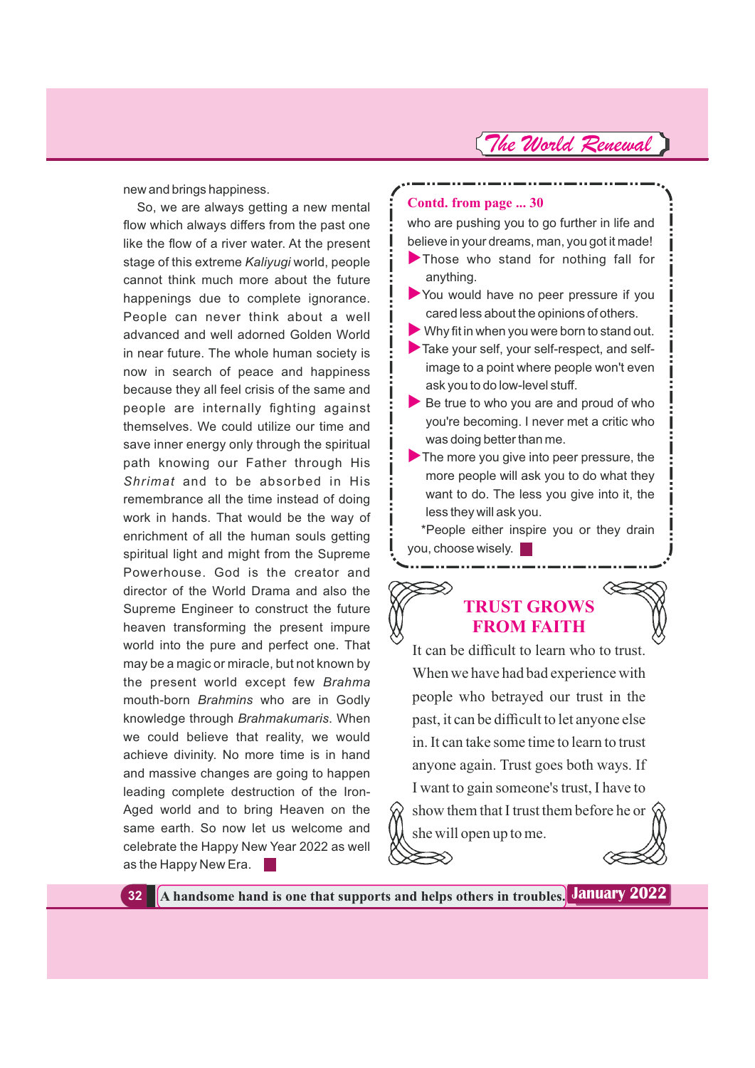new and brings happiness.

So, we are always getting a new mental flow which always differs from the past one like the flow of a river water. At the present stage of this extreme *Kaliyugi* world, people cannot think much more about the future happenings due to complete ignorance. People can never think about a well advanced and well adorned Golden World in near future. The whole human society is now in search of peace and happiness because they all feel crisis of the same and people are internally fighting against themselves. We could utilize our time and save inner energy only through the spiritual path knowing our Father through His *Shrimat* and to be absorbed in His remembrance all the time instead of doing work in hands. That would be the way of enrichment of all the human souls getting spiritual light and might from the Supreme Powerhouse. God is the creator and director of the World Drama and also the Supreme Engineer to construct the future heaven transforming the present impure world into the pure and perfect one. That may be a magic or miracle, but not known by the present world except few *Brahma* mouth-born *Brahmins* who are in Godly knowledge through *Brahmakumaris*. When we could believe that reality, we would achieve divinity. No more time is in hand and massive changes are going to happen leading complete destruction of the Iron-Aged world and to bring Heaven on the same earth. So now let us welcome and celebrate the Happy New Year 2022 as well as the Happy New Era.

**Contd. from page ... 30**

who are pushing you to go further in life and believe in your dreams, man, you got it made!

- Those who stand for nothing fall for anything.
- You would have no peer pressure if you cared less about the opinions of others.
- Why fit in when you were born to stand out.
- Take your self, your self-respect, and self-image to a point where people won't even ask you to do low-level stuff.
- Be true to who you are and proud of who you're becoming. I never met a critic who was doing better than me.
- The more you give into peer pressure, the more people will ask you to do what they want to do. The less you give into it, the less they will ask you.

*People either inspire you or they drain you, choose wisely.

## TRUST GROWS FROM FAITH

It can be difficult to learn who to trust. When we have had bad experience with people who betrayed our trust in the past, it can be difficult to let anyone else in. It can take some time to learn to trust anyone again. Trust goes both ways. If I want to gain someone's trust, I have to show them that I trust them before he or she will open up to me.

A handsome hand is one that supports and helps others in troubles.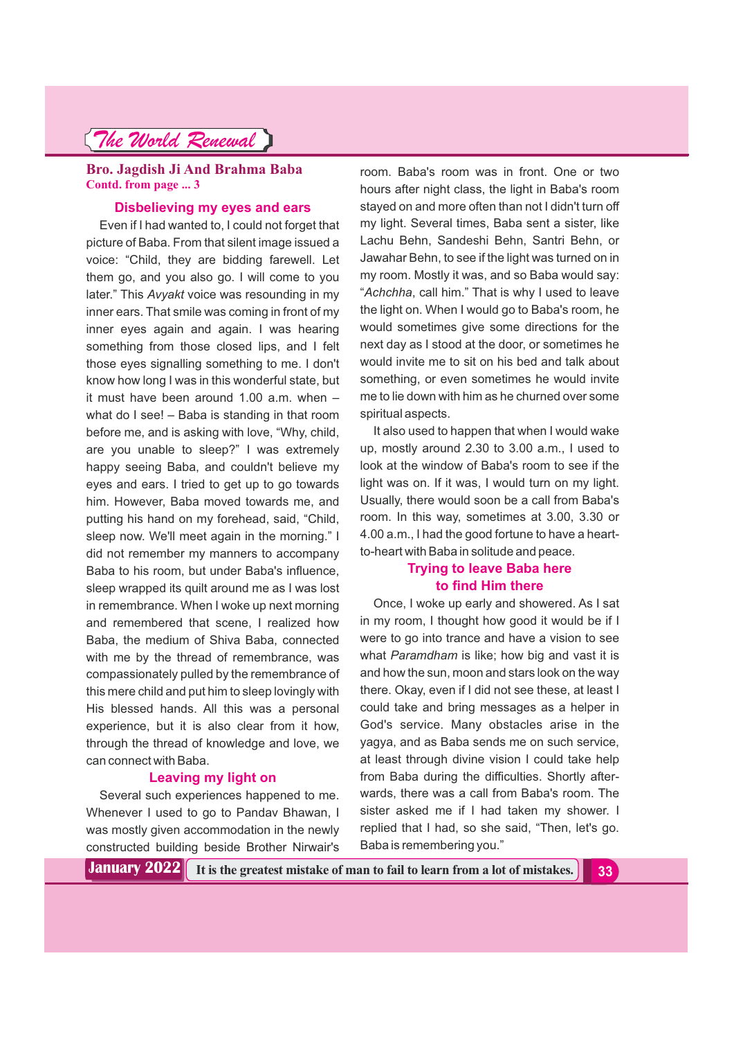## Bro. Jagdish Ji And Brahma Baba

**Contd. from page ... 3**

### Disbelieving my eyes and ears

Even if I had wanted to, I could not forget that picture of Baba. From that silent image issued a voice: "Child, they are bidding farewell. Let them go, and you also go. I will come to you later." This *Avyakt* voice was resounding in my inner ears. That smile was coming in front of my inner eyes again and again. I was hearing something from those closed lips, and I felt those eyes signalling something to me. I don't know how long I was in this wonderful state, but it must have been around 1.00 a.m. when – what do I see! – Baba is standing in that room before me, and is asking with love, "Why, child, are you unable to sleep?" I was extremely happy seeing Baba, and couldn't believe my eyes and ears. I tried to get up to go towards him. However, Baba moved towards me, and putting his hand on my forehead, said, "Child, sleep now. We'll meet again in the morning." I did not remember my manners to accompany Baba to his room, but under Baba's influence, sleep wrapped its quilt around me as I was lost in remembrance. When I woke up next morning and remembered that scene, I realized how Baba, the medium of Shiva Baba, connected with me by the thread of remembrance, was compassionately pulled by the remembrance of this mere child and put him to sleep lovingly with His blessed hands. All this was a personal experience, but it is also clear from it how, through the thread of knowledge and love, we can connect with Baba.

### Leaving my light on

Several such experiences happened to me. Whenever I used to go to Pandav Bhawan, I was mostly given accommodation in the newly constructed building beside Brother Nirwair's room. Baba's room was in front. One or two hours after night class, the light in Baba's room stayed on and more often than not I didn't turn off my light. Several times, Baba sent a sister, like Lachu Behn, Sandeshi Behn, Santri Behn, or Jawahar Behn, to see if the light was turned on in my room. Mostly it was, and so Baba would say: "*Achchha*, call him." That is why I used to leave the light on. When I would go to Baba's room, he would sometimes give some directions for the next day as I stood at the door, or sometimes he would invite me to sit on his bed and talk about something, or even sometimes he would invite me to lie down with him as he churned over some spiritual aspects.

It also used to happen that when I would wake up, mostly around 2.30 to 3.00 a.m., I used to look at the window of Baba's room to see if the light was on. If it was, I would turn on my light. Usually, there would soon be a call from Baba's room. In this way, sometimes at 3.00, 3.30 or 4.00 a.m., I had the good fortune to have a heart-to-heart with Baba in solitude and peace.

### Trying to leave Baba here to find Him there

Once, I woke up early and showered. As I sat in my room, I thought how good it would be if I were to go into trance and have a vision to see what *Paramdham* is like; how big and vast it is and how the sun, moon and stars look on the way there. Okay, even if I did not see these, at least I could take and bring messages as a helper in God's service. Many obstacles arise in the yagya, and as Baba sends me on such service, at least through divine vision I could take help from Baba during the difficulties. Shortly afterwards, there was a call from Baba's room. The sister asked me if I had taken my shower. I replied that I had, so she said, "Then, let's go. Baba is remembering you."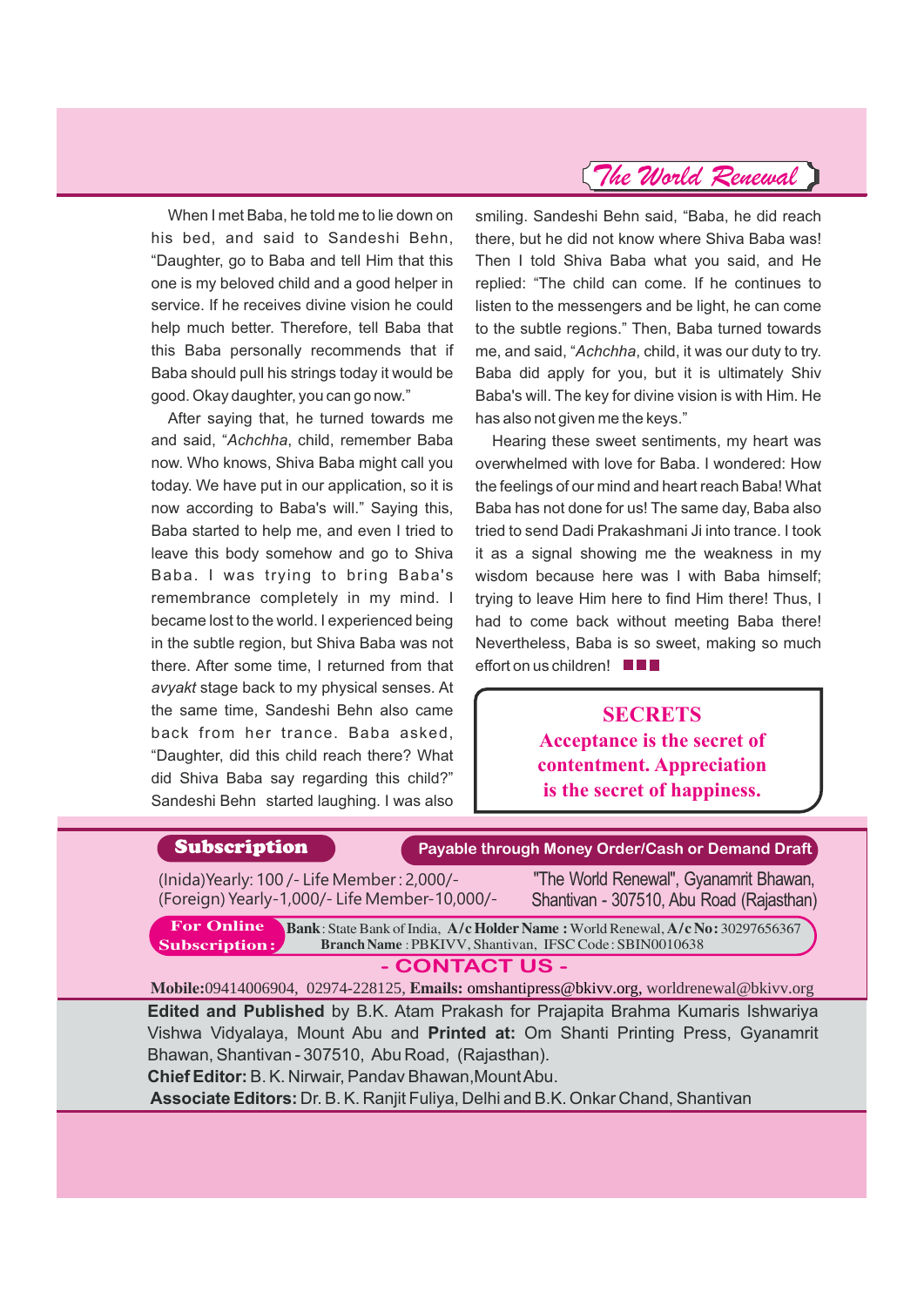When I met Baba, he told me to lie down on his bed, and said to Sandeshi Behn, "Daughter, go to Baba and tell Him that this one is my beloved child and a good helper in service. If he receives divine vision he could help much better. Therefore, tell Baba that this Baba personally recommends that if Baba should pull his strings today it would be good. Okay daughter, you can go now."

After saying that, he turned towards me and said, "*Achchha*, child, remember Baba now. Who knows, Shiva Baba might call you today. We have put in our application, so it is now according to Baba's will." Saying this, Baba started to help me, and even I tried to leave this body somehow and go to Shiva Baba. I was trying to bring Baba's remembrance completely in my mind. I became lost to the world. I experienced being in the subtle region, but Shiva Baba was not there. After some time, I returned from that *avyakt* stage back to my physical senses. At the same time, Sandeshi Behn also came back from her trance. Baba asked, "Daughter, did this child reach there? What did Shiva Baba say regarding this child?" Sandeshi Behn started laughing. I was also smiling. Sandeshi Behn said, "Baba, he did reach there, but he did not know where Shiva Baba was! Then I told Shiva Baba what you said, and He replied: "The child can come. If he continues to listen to the messengers and be light, he can come to the subtle regions." Then, Baba turned towards me, and said, "*Achchha*, child, it was our duty to try. Baba did apply for you, but it is ultimately Shiv Baba's will. The key for divine vision is with Him. He has also not given me the keys."

Hearing these sweet sentiments, my heart was overwhelmed with love for Baba. I wondered: How the feelings of our mind and heart reach Baba! What Baba has not done for us! The same day, Baba also tried to send Dadi Prakashmani Ji into trance. I took it as a signal showing me the weakness in my wisdom because here was I with Baba himself; trying to leave Him here to find Him there! Thus, I had to come back without meeting Baba there! Nevertheless, Baba is so sweet, making so much effort on us children! ■■■

**SECRETS**

**Acceptance is the secret of contentment. Appreciation is the secret of happiness.**

**Subscription** — **Payable through Money Order/Cash or Demand Draft**

(Inida)Yearly: 100 /- Life Member : 2,000/-
(Foreign) Yearly-1,000/- Life Member-10,000/-

"The World Renewal", Gyanamrit Bhawan, Shantivan - 307510, Abu Road (Rajasthan)

**For Online Subscription:** **Bank**: State Bank of India, **A/c Holder Name :** World Renewal, **A/c No:** 30297656367 **Branch Name** : PBKIVV, Shantivan, IFSC Code : SBIN0010638

**- CONTACT US -**

**Mobile:**09414006904, 02974-228125, **Emails:** omshantipress@bkivv.org, worldrenewal@bkivv.org

**Edited and Published** by B.K. Atam Prakash for Prajapita Brahma Kumaris Ishwariya Vishwa Vidyalaya, Mount Abu and **Printed at:** Om Shanti Printing Press, Gyanamrit Bhawan, Shantivan - 307510, Abu Road, (Rajasthan).

**Chief Editor:** B. K. Nirwair, Pandav Bhawan, Mount Abu.

**Associate Editors:** Dr. B. K. Ranjit Fuliya, Delhi and B.K. Onkar Chand, Shantivan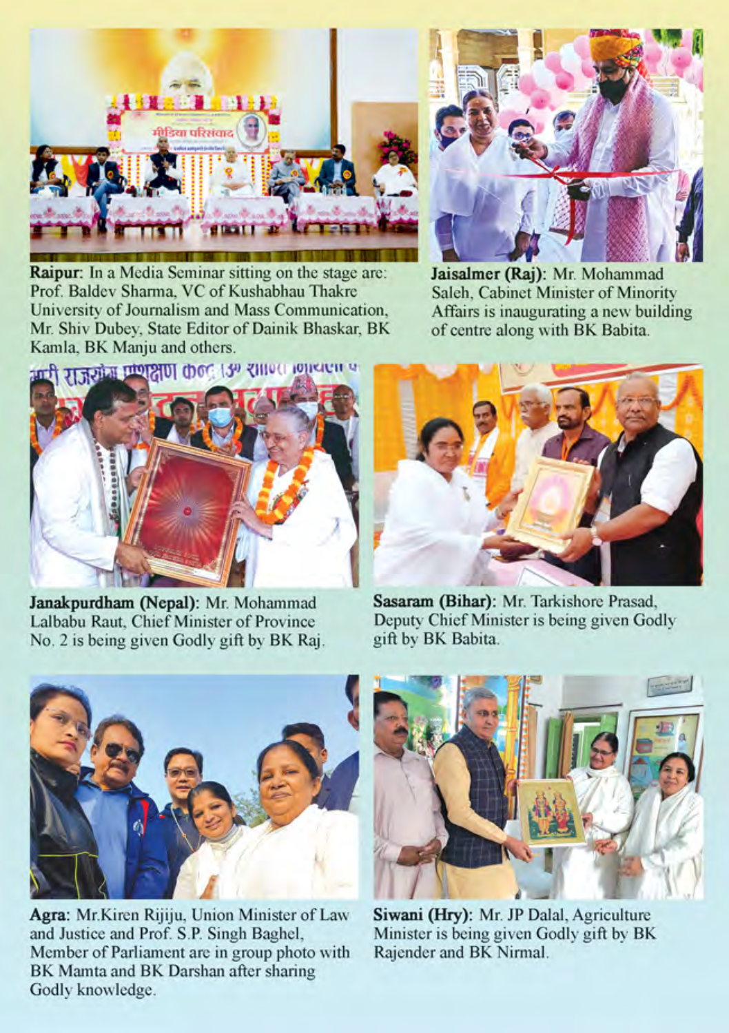**Raipur**: In a Media Seminar sitting on the stage are: Prof. Baldev Sharma, VC of Kushabhau Thakre University of Journalism and Mass Communication, Mr. Shiv Dubey, State Editor of Dainik Bhaskar, BK Kamla, BK Manju and others.

**Jaisalmer (Raj)**: Mr. Mohammad Saleh, Cabinet Minister of Minority Affairs is inaugurating a new building of centre along with BK Babita.

**Janakpurdham (Nepal)**: Mr. Mohammad Lalbabu Raut, Chief Minister of Province No. 2 is being given Godly gift by BK Raj.

**Sasaram (Bihar)**: Mr. Tarkishore Prasad, Deputy Chief Minister is being given Godly gift by BK Babita.

**Agra**: Mr.Kiren Rijiju, Union Minister of Law and Justice and Prof. S.P. Singh Baghel, Member of Parliament are in group photo with BK Mamta and BK Darshan after sharing Godly knowledge.

**Siwani (Hry)**: Mr. JP Dalal, Agriculture Minister is being given Godly gift by BK Rajender and BK Nirmal.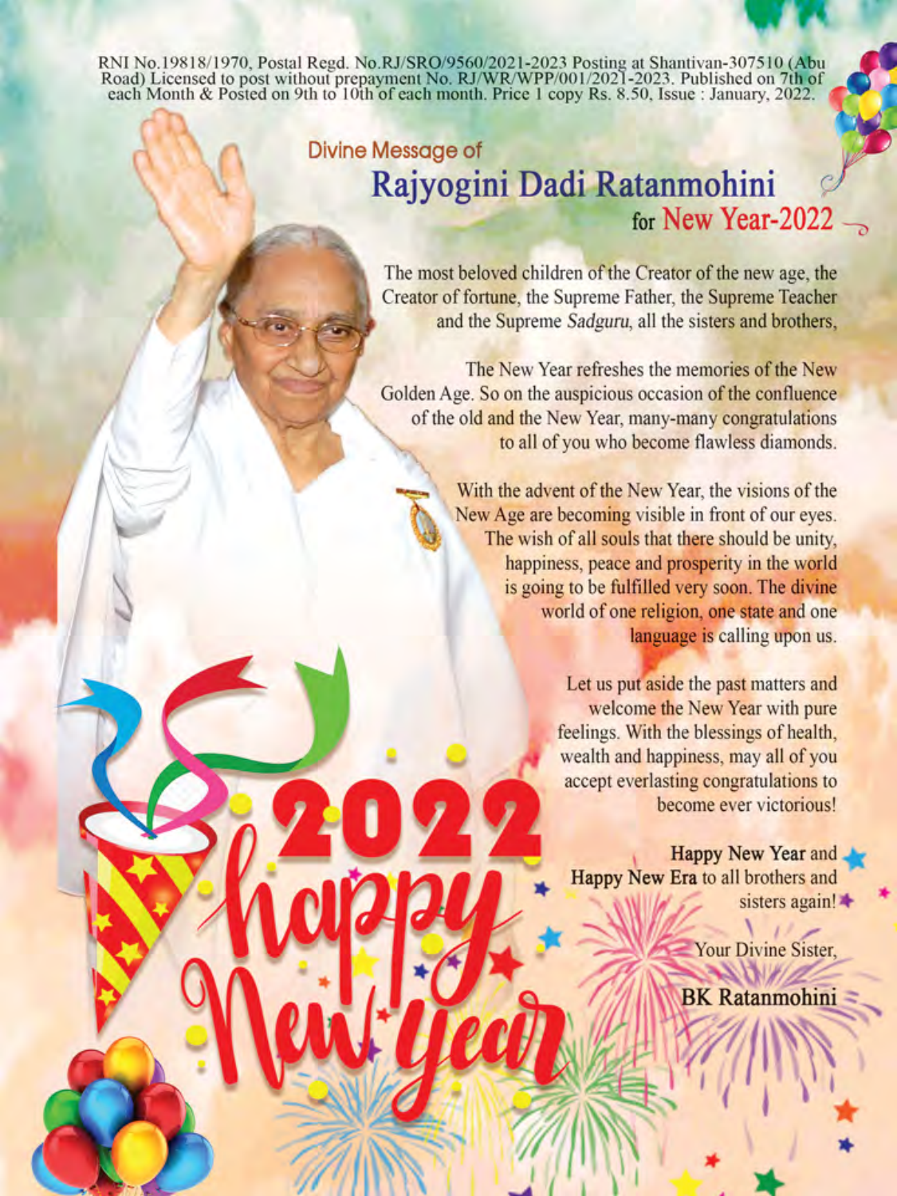RNI No.19818/1970, Postal Regd. No.RJ/SRO/9560/2021-2023 Posting at Shantivan-307510 (Abu Road) Licensed to post without prepayment No. RJ/WR/WPP/001/2021-2023. Published on 7th of each Month & Posted on 9th to 10th of each month. Price 1 copy Rs. 8.50, Issue : January, 2022.

Divine Message of

# Rajyogini Dadi Ratanmohini for New Year-2022

The most beloved children of the Creator of the new age, the Creator of fortune, the Supreme Father, the Supreme Teacher and the Supreme *Sadguru*, all the sisters and brothers,

The New Year refreshes the memories of the New Golden Age. So on the auspicious occasion of the confluence of the old and the New Year, many-many congratulations to all of you who become flawless diamonds.

With the advent of the New Year, the visions of the New Age are becoming visible in front of our eyes. The wish of all souls that there should be unity, happiness, peace and prosperity in the world is going to be fulfilled very soon. The divine world of one religion, one state and one language is calling upon us.

Let us put aside the past matters and welcome the New Year with pure feelings. With the blessings of health, wealth and happiness, may all of you accept everlasting congratulations to become ever victorious!

**Happy New Year** and **Happy New Era** to all brothers and sisters again!

Your Divine Sister,

**BK Ratanmohini**

2022 happy New year